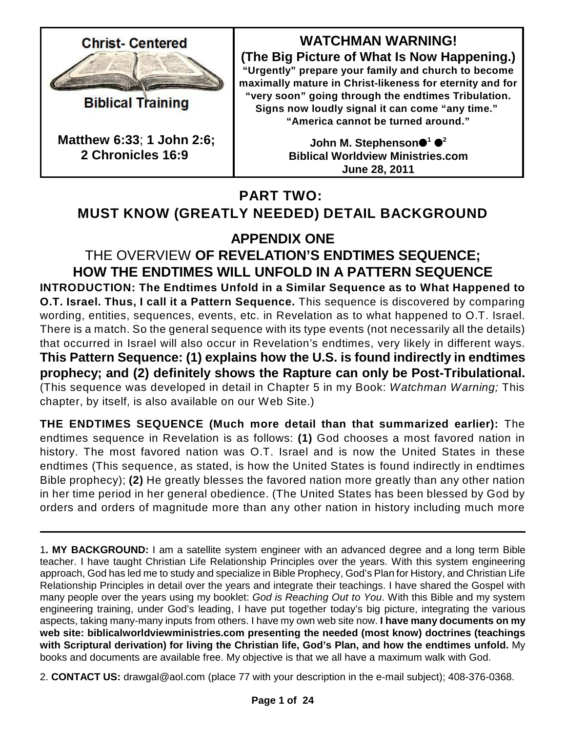**Christ- Centered**

**Biblical Training**

**Matthew 6:33**; **1 John 2:6; 2 Chronicles 16:9**

**WATCHMAN WARNING!**

**(The Big Picture of What Is Now Happening.)**

**"Urgently" prepare your family and church to become maximally mature in Christ-likeness for eternity and for "very soon" going through the endtimes Tribulation. Signs now loudly signal it can come "any time." "America cannot be turned around."**

**John M. Stephenson**●[1] ●[2]
**Biblical Worldview Ministries.com**
**June 28, 2011**

## PART TWO: MUST KNOW (GREATLY NEEDED) DETAIL BACKGROUND

## APPENDIX ONE

## THE OVERVIEW OF REVELATION'S ENDTIMES SEQUENCE; HOW THE ENDTIMES WILL UNFOLD IN A PATTERN SEQUENCE

**INTRODUCTION: The Endtimes Unfold in a Similar Sequence as to What Happened to O.T. Israel. Thus, I call it a Pattern Sequence.** This sequence is discovered by comparing wording, entities, sequences, events, etc. in Revelation as to what happened to O.T. Israel. There is a match. So the general sequence with its type events (not necessarily all the details) that occurred in Israel will also occur in Revelation's endtimes, very likely in different ways. **This Pattern Sequence: (1) explains how the U.S. is found indirectly in endtimes prophecy; and (2) definitely shows the Rapture can only be Post-Tribulational.** (This sequence was developed in detail in Chapter 5 in my Book: *Watchman Warning;* This chapter, by itself, is also available on our Web Site.)

**THE ENDTIMES SEQUENCE (Much more detail than that summarized earlier):** The endtimes sequence in Revelation is as follows: **(1)** God chooses a most favored nation in history. The most favored nation was O.T. Israel and is now the United States in these endtimes (This sequence, as stated, is how the United States is found indirectly in endtimes Bible prophecy); **(2)** He greatly blesses the favored nation more greatly than any other nation in her time period in her general obedience. (The United States has been blessed by God by orders and orders of magnitude more than any other nation in history including much more

---

1**. MY BACKGROUND:** I am a satellite system engineer with an advanced degree and a long term Bible teacher. I have taught Christian Life Relationship Principles over the years. With this system engineering approach, God has led me to study and specialize in Bible Prophecy, God's Plan for History, and Christian Life Relationship Principles in detail over the years and integrate their teachings. I have shared the Gospel with many people over the years using my booklet: *God is Reaching Out to You*. With this Bible and my system engineering training, under God's leading, I have put together today's big picture, integrating the various aspects, taking many-many inputs from others. I have my own web site now. **I have many documents on my web site: biblicalworldviewministries.com presenting the needed (most know) doctrines (teachings with Scriptural derivation) for living the Christian life, God's Plan, and how the endtimes unfold.** My books and documents are available free. My objective is that we all have a maximum walk with God.

2. **CONTACT US:** drawgal@aol.com (place 77 with your description in the e-mail subject); 408-376-0368.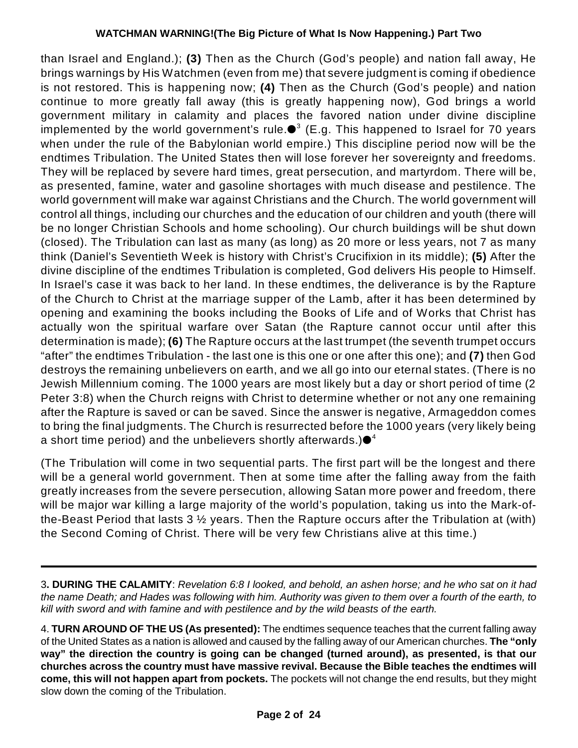than Israel and England.); **(3)** Then as the Church (God's people) and nation fall away, He brings warnings by His Watchmen (even from me) that severe judgment is coming if obedience is not restored. This is happening now; **(4)** Then as the Church (God's people) and nation continue to more greatly fall away (this is greatly happening now), God brings a world government military in calamity and places the favored nation under divine discipline implemented by the world government's rule.●[3] (E.g. This happened to Israel for 70 years when under the rule of the Babylonian world empire.) This discipline period now will be the endtimes Tribulation. The United States then will lose forever her sovereignty and freedoms. They will be replaced by severe hard times, great persecution, and martyrdom. There will be, as presented, famine, water and gasoline shortages with much disease and pestilence. The world government will make war against Christians and the Church. The world government will control all things, including our churches and the education of our children and youth (there will be no longer Christian Schools and home schooling). Our church buildings will be shut down (closed). The Tribulation can last as many (as long) as 20 more or less years, not 7 as many think (Daniel's Seventieth Week is history with Christ's Crucifixion in its middle); **(5)** After the divine discipline of the endtimes Tribulation is completed, God delivers His people to Himself. In Israel's case it was back to her land. In these endtimes, the deliverance is by the Rapture of the Church to Christ at the marriage supper of the Lamb, after it has been determined by opening and examining the books including the Books of Life and of Works that Christ has actually won the spiritual warfare over Satan (the Rapture cannot occur until after this determination is made); **(6)** The Rapture occurs at the last trumpet (the seventh trumpet occurs "after" the endtimes Tribulation - the last one is this one or one after this one); and **(7)** then God destroys the remaining unbelievers on earth, and we all go into our eternal states. (There is no Jewish Millennium coming. The 1000 years are most likely but a day or short period of time (2 Peter 3:8) when the Church reigns with Christ to determine whether or not any one remaining after the Rapture is saved or can be saved. Since the answer is negative, Armageddon comes to bring the final judgments. The Church is resurrected before the 1000 years (very likely being a short time period) and the unbelievers shortly afterwards.)●[4]

(The Tribulation will come in two sequential parts. The first part will be the longest and there will be a general world government. Then at some time after the falling away from the faith greatly increases from the severe persecution, allowing Satan more power and freedom, there will be major war killing a large majority of the world's population, taking us into the Mark-of-the-Beast Period that lasts 3 ½ years. Then the Rapture occurs after the Tribulation at (with) the Second Coming of Christ. There will be very few Christians alive at this time.)

---

3**. DURING THE CALAMITY**: *Revelation 6:8 I looked, and behold, an ashen horse; and he who sat on it had the name Death; and Hades was following with him. Authority was given to them over a fourth of the earth, to kill with sword and with famine and with pestilence and by the wild beasts of the earth.*

4. **TURN AROUND OF THE US (As presented):** The endtimes sequence teaches that the current falling away of the United States as a nation is allowed and caused by the falling away of our American churches. **The "only way" the direction the country is going can be changed (turned around), as presented, is that our churches across the country must have massive revival. Because the Bible teaches the endtimes will come, this will not happen apart from pockets.** The pockets will not change the end results, but they might slow down the coming of the Tribulation.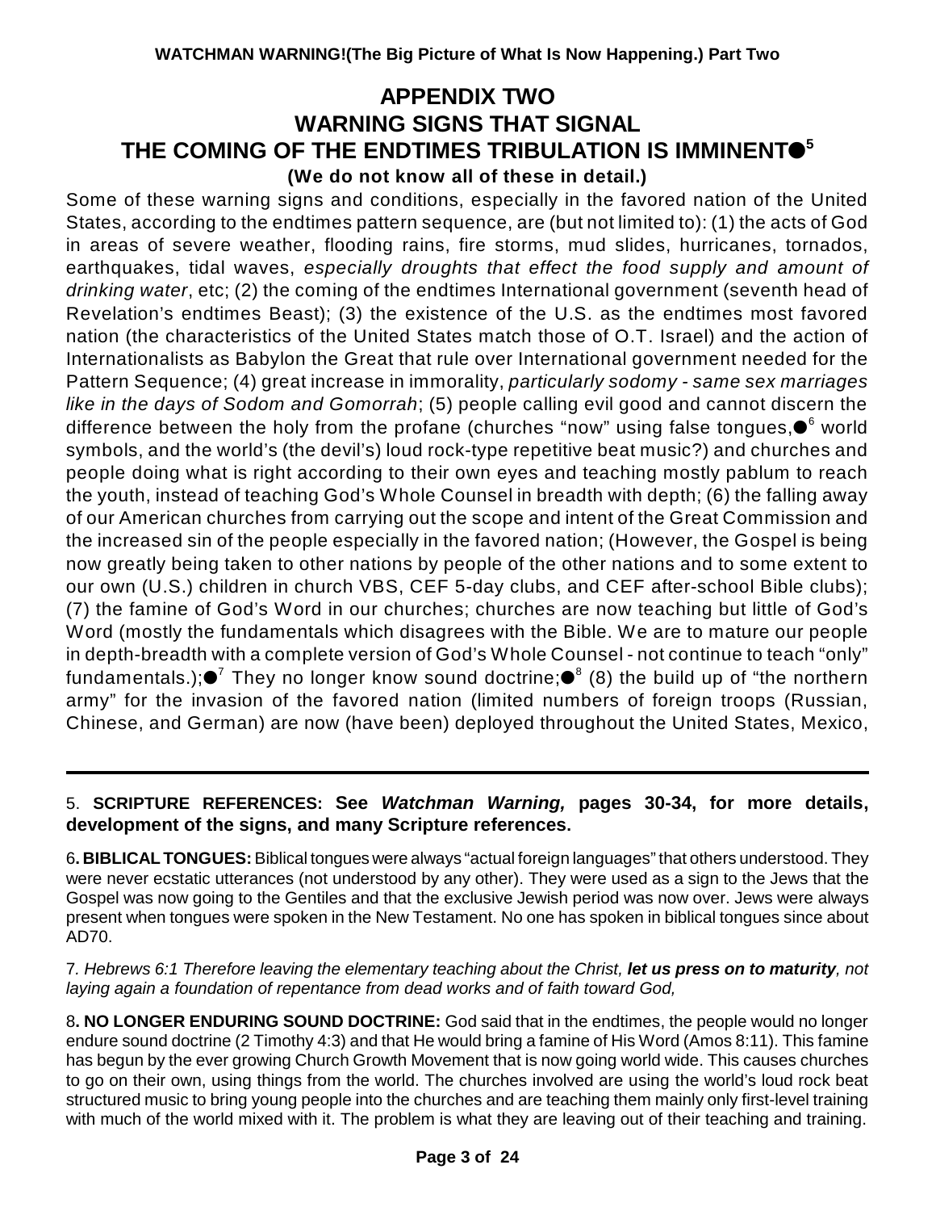# APPENDIX TWO
# WARNING SIGNS THAT SIGNAL THE COMING OF THE ENDTIMES TRIBULATION IS IMMINENT●[5]

**(We do not know all of these in detail.)**

Some of these warning signs and conditions, especially in the favored nation of the United States, according to the endtimes pattern sequence, are (but not limited to): (1) the acts of God in areas of severe weather, flooding rains, fire storms, mud slides, hurricanes, tornados, earthquakes, tidal waves, *especially droughts that effect the food supply and amount of drinking water*, etc; (2) the coming of the endtimes International government (seventh head of Revelation's endtimes Beast); (3) the existence of the U.S. as the endtimes most favored nation (the characteristics of the United States match those of O.T. Israel) and the action of Internationalists as Babylon the Great that rule over International government needed for the Pattern Sequence; (4) great increase in immorality, *particularly sodomy - same sex marriages like in the days of Sodom and Gomorrah*; (5) people calling evil good and cannot discern the difference between the holy from the profane (churches "now" using false tongues,●[6] world symbols, and the world's (the devil's) loud rock-type repetitive beat music?) and churches and people doing what is right according to their own eyes and teaching mostly pablum to reach the youth, instead of teaching God's Whole Counsel in breadth with depth; (6) the falling away of our American churches from carrying out the scope and intent of the Great Commission and the increased sin of the people especially in the favored nation; (However, the Gospel is being now greatly being taken to other nations by people of the other nations and to some extent to our own (U.S.) children in church VBS, CEF 5-day clubs, and CEF after-school Bible clubs); (7) the famine of God's Word in our churches; churches are now teaching but little of God's Word (mostly the fundamentals which disagrees with the Bible. We are to mature our people in depth-breadth with a complete version of God's Whole Counsel - not continue to teach "only" fundamentals.);●[7] They no longer know sound doctrine;●[8] (8) the build up of "the northern army" for the invasion of the favored nation (limited numbers of foreign troops (Russian, Chinese, and German) are now (have been) deployed throughout the United States, Mexico,

---

5. **SCRIPTURE REFERENCES: See *Watchman Warning,* pages 30-34, for more details, development of the signs, and many Scripture references.**

6**. BIBLICAL TONGUES:** Biblical tongues were always "actual foreign languages" that others understood. They were never ecstatic utterances (not understood by any other). They were used as a sign to the Jews that the Gospel was now going to the Gentiles and that the exclusive Jewish period was now over. Jews were always present when tongues were spoken in the New Testament. No one has spoken in biblical tongues since about AD70.

7. *Hebrews 6:1 Therefore leaving the elementary teaching about the Christ, **let us press on to maturity**, not laying again a foundation of repentance from dead works and of faith toward God,*

8**. NO LONGER ENDURING SOUND DOCTRINE:** God said that in the endtimes, the people would no longer endure sound doctrine (2 Timothy 4:3) and that He would bring a famine of His Word (Amos 8:11). This famine has begun by the ever growing Church Growth Movement that is now going world wide. This causes churches to go on their own, using things from the world. The churches involved are using the world's loud rock beat structured music to bring young people into the churches and are teaching them mainly only first-level training with much of the world mixed with it. The problem is what they are leaving out of their teaching and training.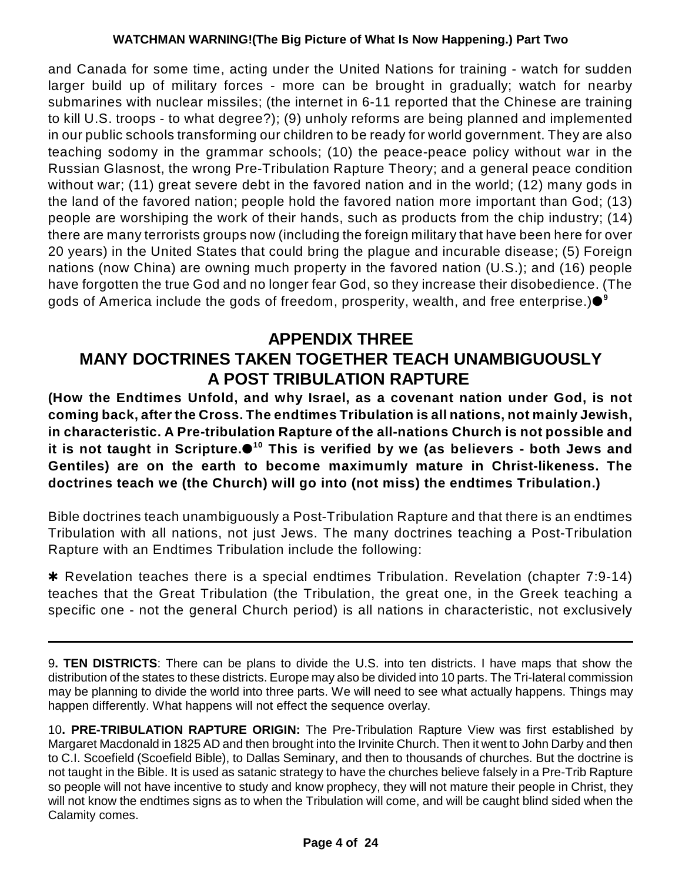and Canada for some time, acting under the United Nations for training - watch for sudden larger build up of military forces - more can be brought in gradually; watch for nearby submarines with nuclear missiles; (the internet in 6-11 reported that the Chinese are training to kill U.S. troops - to what degree?); (9) unholy reforms are being planned and implemented in our public schools transforming our children to be ready for world government. They are also teaching sodomy in the grammar schools; (10) the peace-peace policy without war in the Russian Glasnost, the wrong Pre-Tribulation Rapture Theory; and a general peace condition without war; (11) great severe debt in the favored nation and in the world; (12) many gods in the land of the favored nation; people hold the favored nation more important than God; (13) people are worshiping the work of their hands, such as products from the chip industry; (14) there are many terrorists groups now (including the foreign military that have been here for over 20 years) in the United States that could bring the plague and incurable disease; (5) Foreign nations (now China) are owning much property in the favored nation (U.S.); and (16) people have forgotten the true God and no longer fear God, so they increase their disobedience. (The gods of America include the gods of freedom, prosperity, wealth, and free enterprise.)●[9]

## APPENDIX THREE
## MANY DOCTRINES TAKEN TOGETHER TEACH UNAMBIGUOUSLY A POST TRIBULATION RAPTURE

**(How the Endtimes Unfold, and why Israel, as a covenant nation under God, is not coming back, after the Cross. The endtimes Tribulation is all nations, not mainly Jewish, in characteristic. A Pre-tribulation Rapture of the all-nations Church is not possible and it is not taught in Scripture.●[10] This is verified by we (as believers - both Jews and Gentiles) are on the earth to become maximumly mature in Christ-likeness. The doctrines teach we (the Church) will go into (not miss) the endtimes Tribulation.)**

Bible doctrines teach unambiguously a Post-Tribulation Rapture and that there is an endtimes Tribulation with all nations, not just Jews. The many doctrines teaching a Post-Tribulation Rapture with an Endtimes Tribulation include the following:

✱ Revelation teaches there is a special endtimes Tribulation. Revelation (chapter 7:9-14) teaches that the Great Tribulation (the Tribulation, the great one, in the Greek teaching a specific one - not the general Church period) is all nations in characteristic, not exclusively

---

9**. TEN DISTRICTS**: There can be plans to divide the U.S. into ten districts. I have maps that show the distribution of the states to these districts. Europe may also be divided into 10 parts. The Tri-lateral commission may be planning to divide the world into three parts. We will need to see what actually happens. Things may happen differently. What happens will not effect the sequence overlay.

10**. PRE-TRIBULATION RAPTURE ORIGIN:** The Pre-Tribulation Rapture View was first established by Margaret Macdonald in 1825 AD and then brought into the Irvinite Church. Then it went to John Darby and then to C.I. Scoefield (Scoefield Bible), to Dallas Seminary, and then to thousands of churches. But the doctrine is not taught in the Bible. It is used as satanic strategy to have the churches believe falsely in a Pre-Trib Rapture so people will not have incentive to study and know prophecy, they will not mature their people in Christ, they will not know the endtimes signs as to when the Tribulation will come, and will be caught blind sided when the Calamity comes.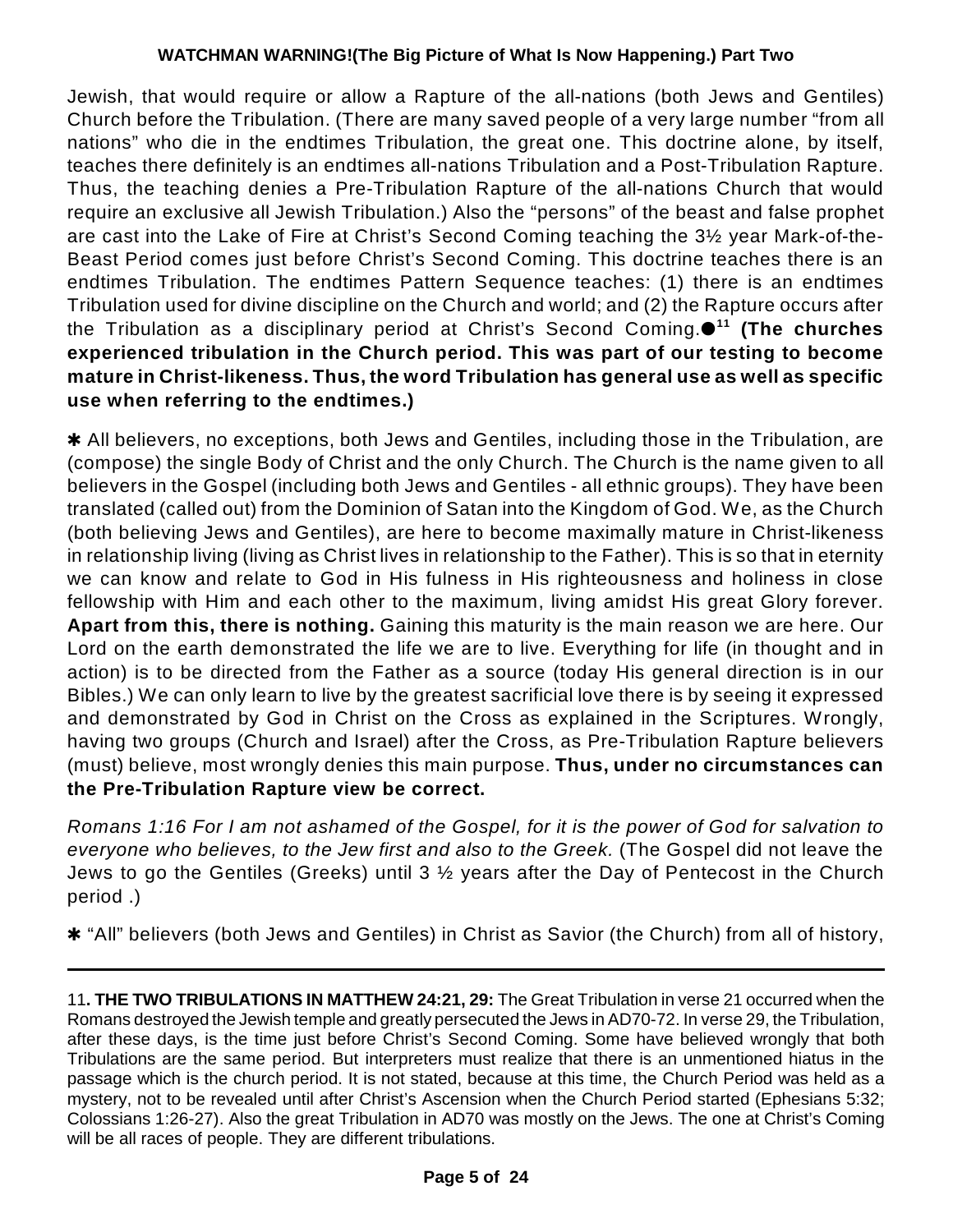Jewish, that would require or allow a Rapture of the all-nations (both Jews and Gentiles) Church before the Tribulation. (There are many saved people of a very large number "from all nations" who die in the endtimes Tribulation, the great one. This doctrine alone, by itself, teaches there definitely is an endtimes all-nations Tribulation and a Post-Tribulation Rapture. Thus, the teaching denies a Pre-Tribulation Rapture of the all-nations Church that would require an exclusive all Jewish Tribulation.) Also the "persons" of the beast and false prophet are cast into the Lake of Fire at Christ's Second Coming teaching the 3½ year Mark-of-the-Beast Period comes just before Christ's Second Coming. This doctrine teaches there is an endtimes Tribulation. The endtimes Pattern Sequence teaches: (1) there is an endtimes Tribulation used for divine discipline on the Church and world; and (2) the Rapture occurs after the Tribulation as a disciplinary period at Christ's Second Coming.●[11] **(The churches experienced tribulation in the Church period. This was part of our testing to become mature in Christ-likeness. Thus, the word Tribulation has general use as well as specific use when referring to the endtimes.)**

✱ All believers, no exceptions, both Jews and Gentiles, including those in the Tribulation, are (compose) the single Body of Christ and the only Church. The Church is the name given to all believers in the Gospel (including both Jews and Gentiles - all ethnic groups). They have been translated (called out) from the Dominion of Satan into the Kingdom of God. We, as the Church (both believing Jews and Gentiles), are here to become maximally mature in Christ-likeness in relationship living (living as Christ lives in relationship to the Father). This is so that in eternity we can know and relate to God in His fulness in His righteousness and holiness in close fellowship with Him and each other to the maximum, living amidst His great Glory forever. **Apart from this, there is nothing.** Gaining this maturity is the main reason we are here. Our Lord on the earth demonstrated the life we are to live. Everything for life (in thought and in action) is to be directed from the Father as a source (today His general direction is in our Bibles.) We can only learn to live by the greatest sacrificial love there is by seeing it expressed and demonstrated by God in Christ on the Cross as explained in the Scriptures. Wrongly, having two groups (Church and Israel) after the Cross, as Pre-Tribulation Rapture believers (must) believe, most wrongly denies this main purpose. **Thus, under no circumstances can the Pre-Tribulation Rapture view be correct.**

*Romans 1:16 For I am not ashamed of the Gospel, for it is the power of God for salvation to everyone who believes, to the Jew first and also to the Greek.* (The Gospel did not leave the Jews to go the Gentiles (Greeks) until 3 ½ years after the Day of Pentecost in the Church period .)

✱ "All" believers (both Jews and Gentiles) in Christ as Savior (the Church) from all of history,

---

11**. THE TWO TRIBULATIONS IN MATTHEW 24:21, 29:** The Great Tribulation in verse 21 occurred when the Romans destroyed the Jewish temple and greatly persecuted the Jews in AD70-72. In verse 29, the Tribulation, after these days, is the time just before Christ's Second Coming. Some have believed wrongly that both Tribulations are the same period. But interpreters must realize that there is an unmentioned hiatus in the passage which is the church period. It is not stated, because at this time, the Church Period was held as a mystery, not to be revealed until after Christ's Ascension when the Church Period started (Ephesians 5:32; Colossians 1:26-27). Also the great Tribulation in AD70 was mostly on the Jews. The one at Christ's Coming will be all races of people. They are different tribulations.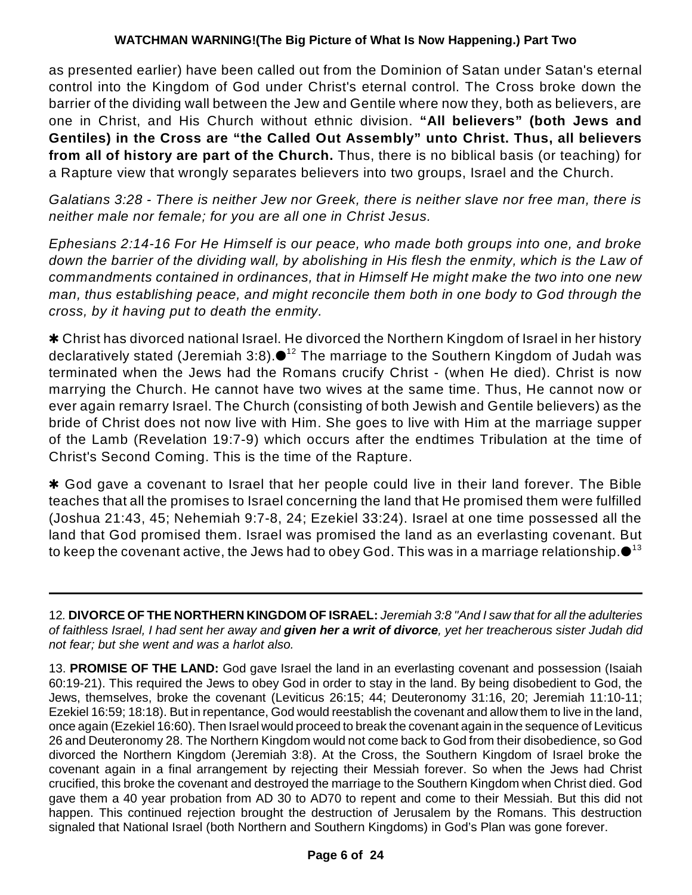as presented earlier) have been called out from the Dominion of Satan under Satan's eternal control into the Kingdom of God under Christ's eternal control. The Cross broke down the barrier of the dividing wall between the Jew and Gentile where now they, both as believers, are one in Christ, and His Church without ethnic division. **"All believers" (both Jews and Gentiles) in the Cross are "the Called Out Assembly" unto Christ. Thus, all believers from all of history are part of the Church.** Thus, there is no biblical basis (or teaching) for a Rapture view that wrongly separates believers into two groups, Israel and the Church.

*Galatians 3:28 - There is neither Jew nor Greek, there is neither slave nor free man, there is neither male nor female; for you are all one in Christ Jesus.*

*Ephesians 2:14-16 For He Himself is our peace, who made both groups into one, and broke down the barrier of the dividing wall, by abolishing in His flesh the enmity, which is the Law of commandments contained in ordinances, that in Himself He might make the two into one new man, thus establishing peace, and might reconcile them both in one body to God through the cross, by it having put to death the enmity.*

✱ Christ has divorced national Israel. He divorced the Northern Kingdom of Israel in her history declaratively stated (Jeremiah 3:8).●[12] The marriage to the Southern Kingdom of Judah was terminated when the Jews had the Romans crucify Christ - (when He died). Christ is now marrying the Church. He cannot have two wives at the same time. Thus, He cannot now or ever again remarry Israel. The Church (consisting of both Jewish and Gentile believers) as the bride of Christ does not now live with Him. She goes to live with Him at the marriage supper of the Lamb (Revelation 19:7-9) which occurs after the endtimes Tribulation at the time of Christ's Second Coming. This is the time of the Rapture.

✱ God gave a covenant to Israel that her people could live in their land forever. The Bible teaches that all the promises to Israel concerning the land that He promised them were fulfilled (Joshua 21:43, 45; Nehemiah 9:7-8, 24; Ezekiel 33:24). Israel at one time possessed all the land that God promised them. Israel was promised the land as an everlasting covenant. But to keep the covenant active, the Jews had to obey God. This was in a marriage relationship.●[13]

---

12. **DIVORCE OF THE NORTHERN KINGDOM OF ISRAEL:** *Jeremiah 3:8 "And I saw that for all the adulteries of faithless Israel, I had sent her away and **given her a writ of divorce**, yet her treacherous sister Judah did not fear; but she went and was a harlot also.*

13. **PROMISE OF THE LAND:** God gave Israel the land in an everlasting covenant and possession (Isaiah 60:19-21). This required the Jews to obey God in order to stay in the land. By being disobedient to God, the Jews, themselves, broke the covenant (Leviticus 26:15; 44; Deuteronomy 31:16, 20; Jeremiah 11:10-11; Ezekiel 16:59; 18:18). But in repentance, God would reestablish the covenant and allow them to live in the land, once again (Ezekiel 16:60). Then Israel would proceed to break the covenant again in the sequence of Leviticus 26 and Deuteronomy 28. The Northern Kingdom would not come back to God from their disobedience, so God divorced the Northern Kingdom (Jeremiah 3:8). At the Cross, the Southern Kingdom of Israel broke the covenant again in a final arrangement by rejecting their Messiah forever. So when the Jews had Christ crucified, this broke the covenant and destroyed the marriage to the Southern Kingdom when Christ died. God gave them a 40 year probation from AD 30 to AD70 to repent and come to their Messiah. But this did not happen. This continued rejection brought the destruction of Jerusalem by the Romans. This destruction signaled that National Israel (both Northern and Southern Kingdoms) in God's Plan was gone forever.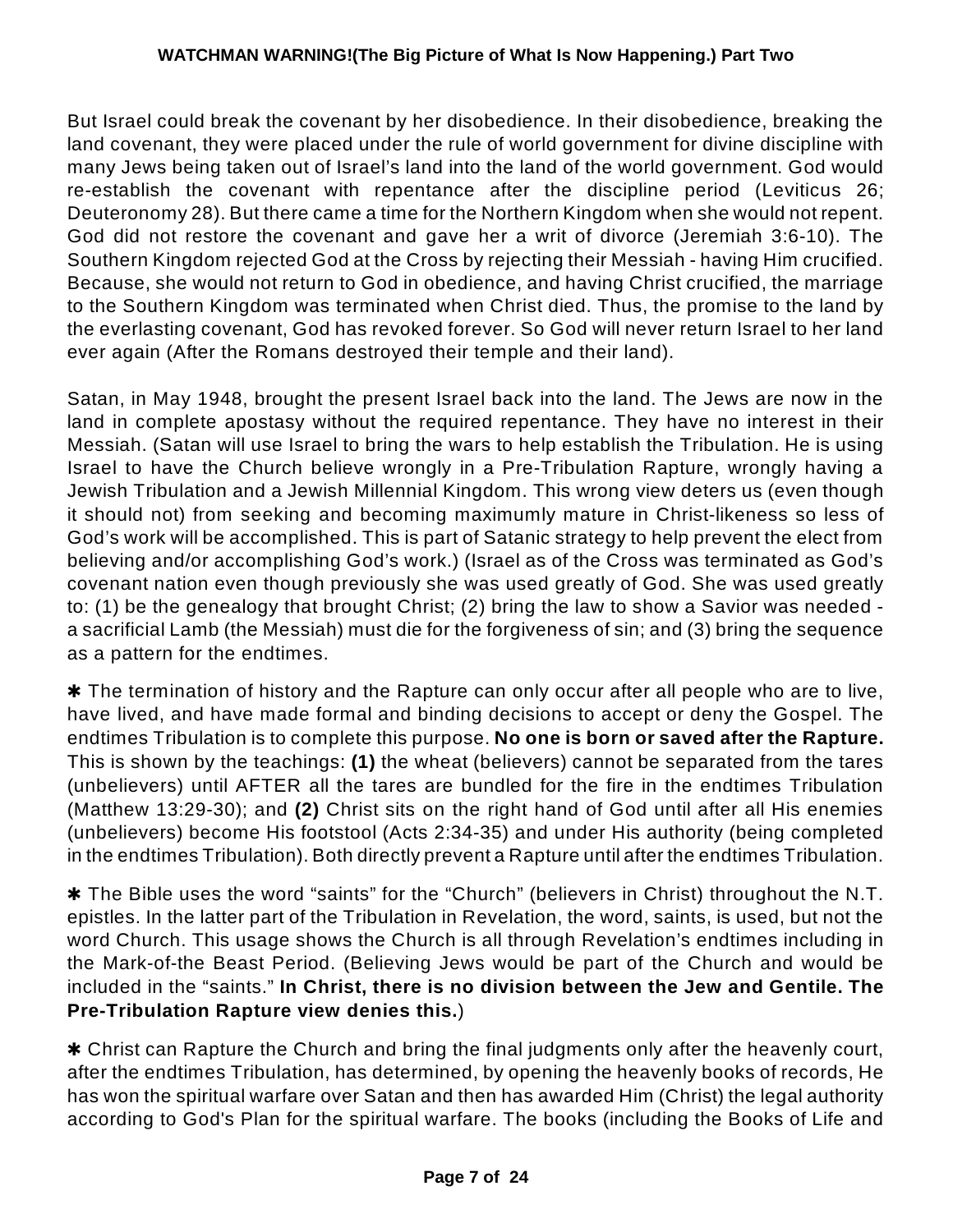But Israel could break the covenant by her disobedience. In their disobedience, breaking the land covenant, they were placed under the rule of world government for divine discipline with many Jews being taken out of Israel's land into the land of the world government. God would re-establish the covenant with repentance after the discipline period (Leviticus 26; Deuteronomy 28). But there came a time for the Northern Kingdom when she would not repent. God did not restore the covenant and gave her a writ of divorce (Jeremiah 3:6-10). The Southern Kingdom rejected God at the Cross by rejecting their Messiah - having Him crucified. Because, she would not return to God in obedience, and having Christ crucified, the marriage to the Southern Kingdom was terminated when Christ died. Thus, the promise to the land by the everlasting covenant, God has revoked forever. So God will never return Israel to her land ever again (After the Romans destroyed their temple and their land).

Satan, in May 1948, brought the present Israel back into the land. The Jews are now in the land in complete apostasy without the required repentance. They have no interest in their Messiah. (Satan will use Israel to bring the wars to help establish the Tribulation. He is using Israel to have the Church believe wrongly in a Pre-Tribulation Rapture, wrongly having a Jewish Tribulation and a Jewish Millennial Kingdom. This wrong view deters us (even though it should not) from seeking and becoming maximumly mature in Christ-likeness so less of God's work will be accomplished. This is part of Satanic strategy to help prevent the elect from believing and/or accomplishing God's work.) (Israel as of the Cross was terminated as God's covenant nation even though previously she was used greatly of God. She was used greatly to: (1) be the genealogy that brought Christ; (2) bring the law to show a Savior was needed - a sacrificial Lamb (the Messiah) must die for the forgiveness of sin; and (3) bring the sequence as a pattern for the endtimes.

✱ The termination of history and the Rapture can only occur after all people who are to live, have lived, and have made formal and binding decisions to accept or deny the Gospel. The endtimes Tribulation is to complete this purpose. **No one is born or saved after the Rapture.** This is shown by the teachings: **(1)** the wheat (believers) cannot be separated from the tares (unbelievers) until AFTER all the tares are bundled for the fire in the endtimes Tribulation (Matthew 13:29-30); and **(2)** Christ sits on the right hand of God until after all His enemies (unbelievers) become His footstool (Acts 2:34-35) and under His authority (being completed in the endtimes Tribulation). Both directly prevent a Rapture until after the endtimes Tribulation.

✱ The Bible uses the word "saints" for the "Church" (believers in Christ) throughout the N.T. epistles. In the latter part of the Tribulation in Revelation, the word, saints, is used, but not the word Church. This usage shows the Church is all through Revelation's endtimes including in the Mark-of-the Beast Period. (Believing Jews would be part of the Church and would be included in the "saints." **In Christ, there is no division between the Jew and Gentile. The Pre-Tribulation Rapture view denies this.**)

✱ Christ can Rapture the Church and bring the final judgments only after the heavenly court, after the endtimes Tribulation, has determined, by opening the heavenly books of records, He has won the spiritual warfare over Satan and then has awarded Him (Christ) the legal authority according to God's Plan for the spiritual warfare. The books (including the Books of Life and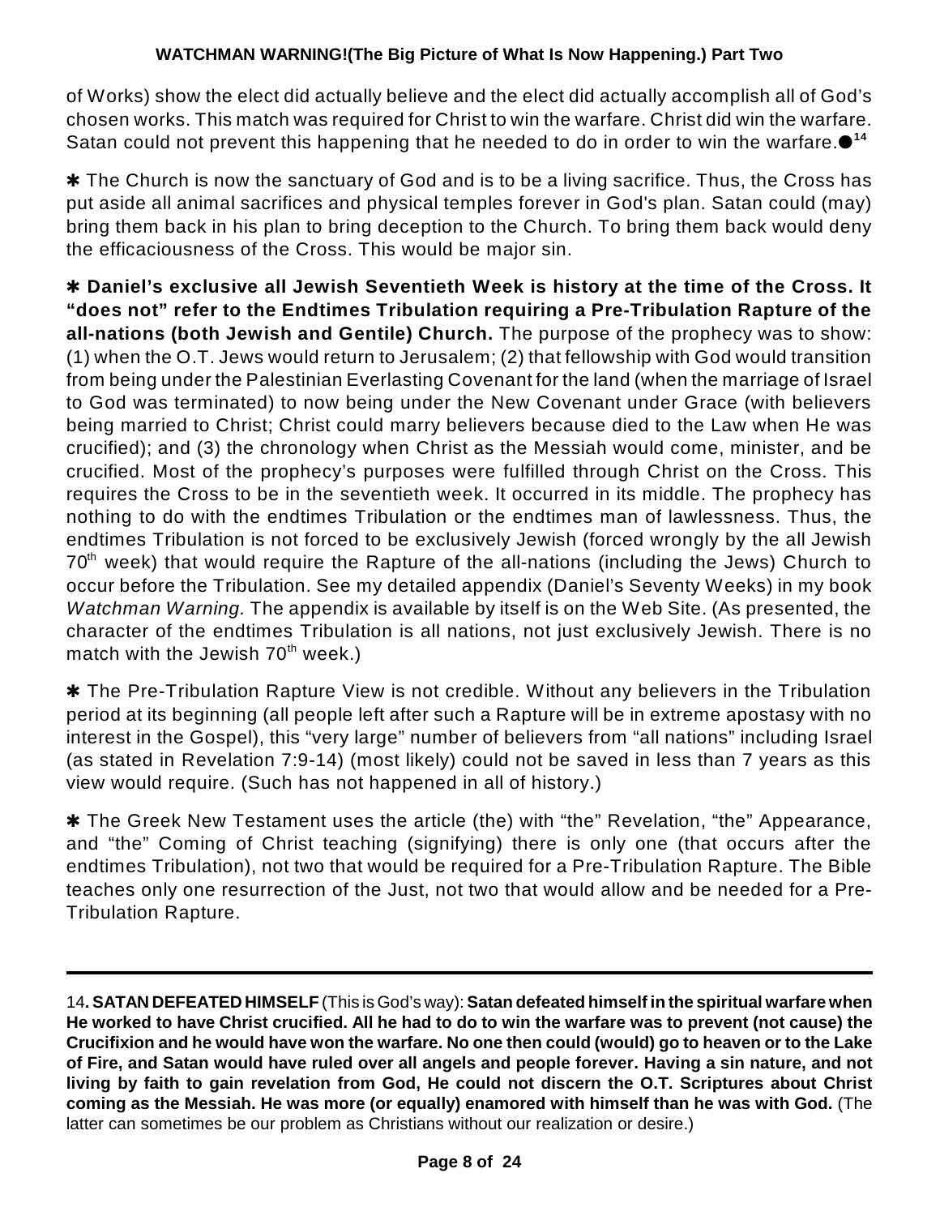of Works) show the elect did actually believe and the elect did actually accomplish all of God's chosen works. This match was required for Christ to win the warfare. Christ did win the warfare. Satan could not prevent this happening that he needed to do in order to win the warfare.●[14]

✱ The Church is now the sanctuary of God and is to be a living sacrifice. Thus, the Cross has put aside all animal sacrifices and physical temples forever in God's plan. Satan could (may) bring them back in his plan to bring deception to the Church. To bring them back would deny the efficaciousness of the Cross. This would be major sin.

✱ **Daniel's exclusive all Jewish Seventieth Week is history at the time of the Cross. It "does not" refer to the Endtimes Tribulation requiring a Pre-Tribulation Rapture of the all-nations (both Jewish and Gentile) Church.** The purpose of the prophecy was to show: (1) when the O.T. Jews would return to Jerusalem; (2) that fellowship with God would transition from being under the Palestinian Everlasting Covenant for the land (when the marriage of Israel to God was terminated) to now being under the New Covenant under Grace (with believers being married to Christ; Christ could marry believers because died to the Law when He was crucified); and (3) the chronology when Christ as the Messiah would come, minister, and be crucified. Most of the prophecy's purposes were fulfilled through Christ on the Cross. This requires the Cross to be in the seventieth week. It occurred in its middle. The prophecy has nothing to do with the endtimes Tribulation or the endtimes man of lawlessness. Thus, the endtimes Tribulation is not forced to be exclusively Jewish (forced wrongly by the all Jewish 70th week) that would require the Rapture of the all-nations (including the Jews) Church to occur before the Tribulation. See my detailed appendix (Daniel's Seventy Weeks) in my book *Watchman Warning.* The appendix is available by itself is on the Web Site. (As presented, the character of the endtimes Tribulation is all nations, not just exclusively Jewish. There is no match with the Jewish 70th week.)

✱ The Pre-Tribulation Rapture View is not credible. Without any believers in the Tribulation period at its beginning (all people left after such a Rapture will be in extreme apostasy with no interest in the Gospel), this "very large" number of believers from "all nations" including Israel (as stated in Revelation 7:9-14) (most likely) could not be saved in less than 7 years as this view would require. (Such has not happened in all of history.)

✱ The Greek New Testament uses the article (the) with "the" Revelation, "the" Appearance, and "the" Coming of Christ teaching (signifying) there is only one (that occurs after the endtimes Tribulation), not two that would be required for a Pre-Tribulation Rapture. The Bible teaches only one resurrection of the Just, not two that would allow and be needed for a Pre-Tribulation Rapture.

---

14**. SATAN DEFEATED HIMSELF** (This is God's way): **Satan defeated himself in the spiritual warfare when He worked to have Christ crucified. All he had to do to win the warfare was to prevent (not cause) the Crucifixion and he would have won the warfare. No one then could (would) go to heaven or to the Lake of Fire, and Satan would have ruled over all angels and people forever. Having a sin nature, and not living by faith to gain revelation from God, He could not discern the O.T. Scriptures about Christ coming as the Messiah. He was more (or equally) enamored with himself than he was with God.** (The latter can sometimes be our problem as Christians without our realization or desire.)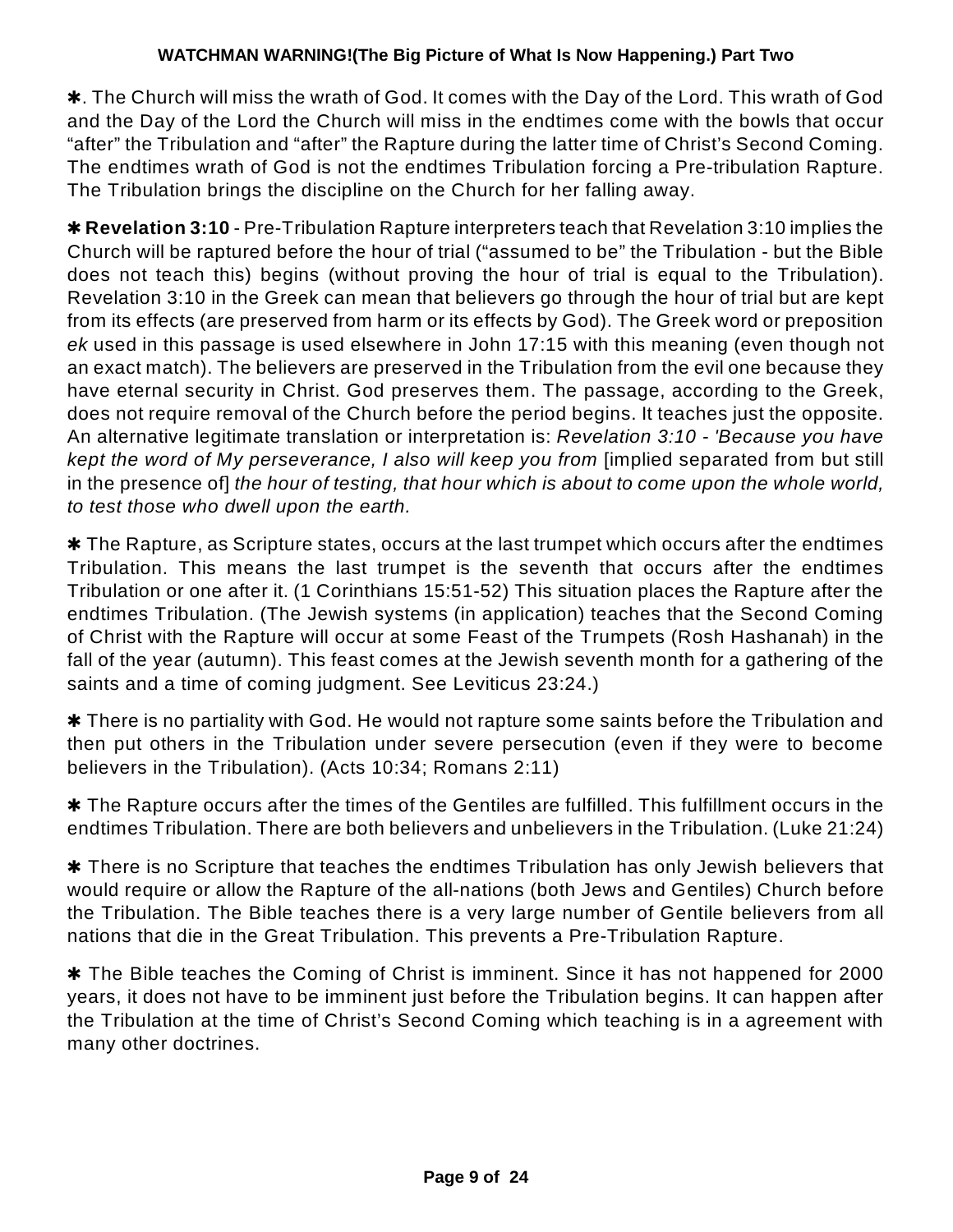✱. The Church will miss the wrath of God. It comes with the Day of the Lord. This wrath of God and the Day of the Lord the Church will miss in the endtimes come with the bowls that occur "after" the Tribulation and "after" the Rapture during the latter time of Christ's Second Coming. The endtimes wrath of God is not the endtimes Tribulation forcing a Pre-tribulation Rapture. The Tribulation brings the discipline on the Church for her falling away.

✱ **Revelation 3:10** - Pre-Tribulation Rapture interpreters teach that Revelation 3:10 implies the Church will be raptured before the hour of trial ("assumed to be" the Tribulation - but the Bible does not teach this) begins (without proving the hour of trial is equal to the Tribulation). Revelation 3:10 in the Greek can mean that believers go through the hour of trial but are kept from its effects (are preserved from harm or its effects by God). The Greek word or preposition *ek* used in this passage is used elsewhere in John 17:15 with this meaning (even though not an exact match). The believers are preserved in the Tribulation from the evil one because they have eternal security in Christ. God preserves them. The passage, according to the Greek, does not require removal of the Church before the period begins. It teaches just the opposite. An alternative legitimate translation or interpretation is: *Revelation 3:10 - 'Because you have kept the word of My perseverance, I also will keep you from* [implied separated from but still in the presence of] *the hour of testing, that hour which is about to come upon the whole world, to test those who dwell upon the earth.*

✱ The Rapture, as Scripture states, occurs at the last trumpet which occurs after the endtimes Tribulation. This means the last trumpet is the seventh that occurs after the endtimes Tribulation or one after it. (1 Corinthians 15:51-52) This situation places the Rapture after the endtimes Tribulation. (The Jewish systems (in application) teaches that the Second Coming of Christ with the Rapture will occur at some Feast of the Trumpets (Rosh Hashanah) in the fall of the year (autumn). This feast comes at the Jewish seventh month for a gathering of the saints and a time of coming judgment. See Leviticus 23:24.)

✱ There is no partiality with God. He would not rapture some saints before the Tribulation and then put others in the Tribulation under severe persecution (even if they were to become believers in the Tribulation). (Acts 10:34; Romans 2:11)

✱ The Rapture occurs after the times of the Gentiles are fulfilled. This fulfillment occurs in the endtimes Tribulation. There are both believers and unbelievers in the Tribulation. (Luke 21:24)

✱ There is no Scripture that teaches the endtimes Tribulation has only Jewish believers that would require or allow the Rapture of the all-nations (both Jews and Gentiles) Church before the Tribulation. The Bible teaches there is a very large number of Gentile believers from all nations that die in the Great Tribulation. This prevents a Pre-Tribulation Rapture.

✱ The Bible teaches the Coming of Christ is imminent. Since it has not happened for 2000 years, it does not have to be imminent just before the Tribulation begins. It can happen after the Tribulation at the time of Christ's Second Coming which teaching is in a agreement with many other doctrines.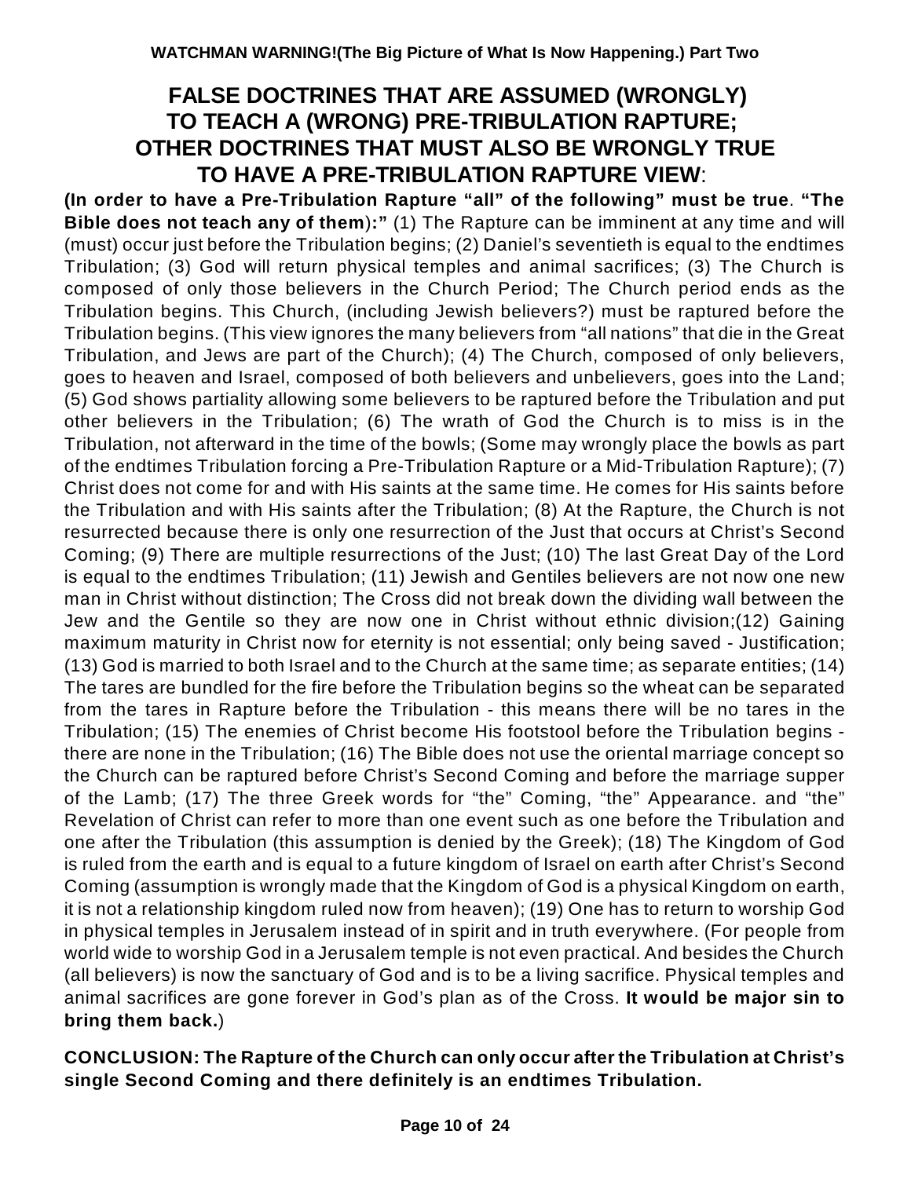# FALSE DOCTRINES THAT ARE ASSUMED (WRONGLY) TO TEACH A (WRONG) PRE-TRIBULATION RAPTURE; OTHER DOCTRINES THAT MUST ALSO BE WRONGLY TRUE TO HAVE A PRE-TRIBULATION RAPTURE VIEW:

**(In order to have a Pre-Tribulation Rapture "all" of the following" must be true**. **"The Bible does not teach any of them**)**:"** (1) The Rapture can be imminent at any time and will (must) occur just before the Tribulation begins; (2) Daniel's seventieth is equal to the endtimes Tribulation; (3) God will return physical temples and animal sacrifices; (3) The Church is composed of only those believers in the Church Period; The Church period ends as the Tribulation begins. This Church, (including Jewish believers?) must be raptured before the Tribulation begins. (This view ignores the many believers from "all nations" that die in the Great Tribulation, and Jews are part of the Church); (4) The Church, composed of only believers, goes to heaven and Israel, composed of both believers and unbelievers, goes into the Land; (5) God shows partiality allowing some believers to be raptured before the Tribulation and put other believers in the Tribulation; (6) The wrath of God the Church is to miss is in the Tribulation, not afterward in the time of the bowls; (Some may wrongly place the bowls as part of the endtimes Tribulation forcing a Pre-Tribulation Rapture or a Mid-Tribulation Rapture); (7) Christ does not come for and with His saints at the same time. He comes for His saints before the Tribulation and with His saints after the Tribulation; (8) At the Rapture, the Church is not resurrected because there is only one resurrection of the Just that occurs at Christ's Second Coming; (9) There are multiple resurrections of the Just; (10) The last Great Day of the Lord is equal to the endtimes Tribulation; (11) Jewish and Gentiles believers are not now one new man in Christ without distinction; The Cross did not break down the dividing wall between the Jew and the Gentile so they are now one in Christ without ethnic division;(12) Gaining maximum maturity in Christ now for eternity is not essential; only being saved - Justification; (13) God is married to both Israel and to the Church at the same time; as separate entities; (14) The tares are bundled for the fire before the Tribulation begins so the wheat can be separated from the tares in Rapture before the Tribulation - this means there will be no tares in the Tribulation; (15) The enemies of Christ become His footstool before the Tribulation begins - there are none in the Tribulation; (16) The Bible does not use the oriental marriage concept so the Church can be raptured before Christ's Second Coming and before the marriage supper of the Lamb; (17) The three Greek words for "the" Coming, "the" Appearance. and "the" Revelation of Christ can refer to more than one event such as one before the Tribulation and one after the Tribulation (this assumption is denied by the Greek); (18) The Kingdom of God is ruled from the earth and is equal to a future kingdom of Israel on earth after Christ's Second Coming (assumption is wrongly made that the Kingdom of God is a physical Kingdom on earth, it is not a relationship kingdom ruled now from heaven); (19) One has to return to worship God in physical temples in Jerusalem instead of in spirit and in truth everywhere. (For people from world wide to worship God in a Jerusalem temple is not even practical. And besides the Church (all believers) is now the sanctuary of God and is to be a living sacrifice. Physical temples and animal sacrifices are gone forever in God's plan as of the Cross. **It would be major sin to bring them back.**)

**CONCLUSION: The Rapture of the Church can only occur after the Tribulation at Christ's single Second Coming and there definitely is an endtimes Tribulation.**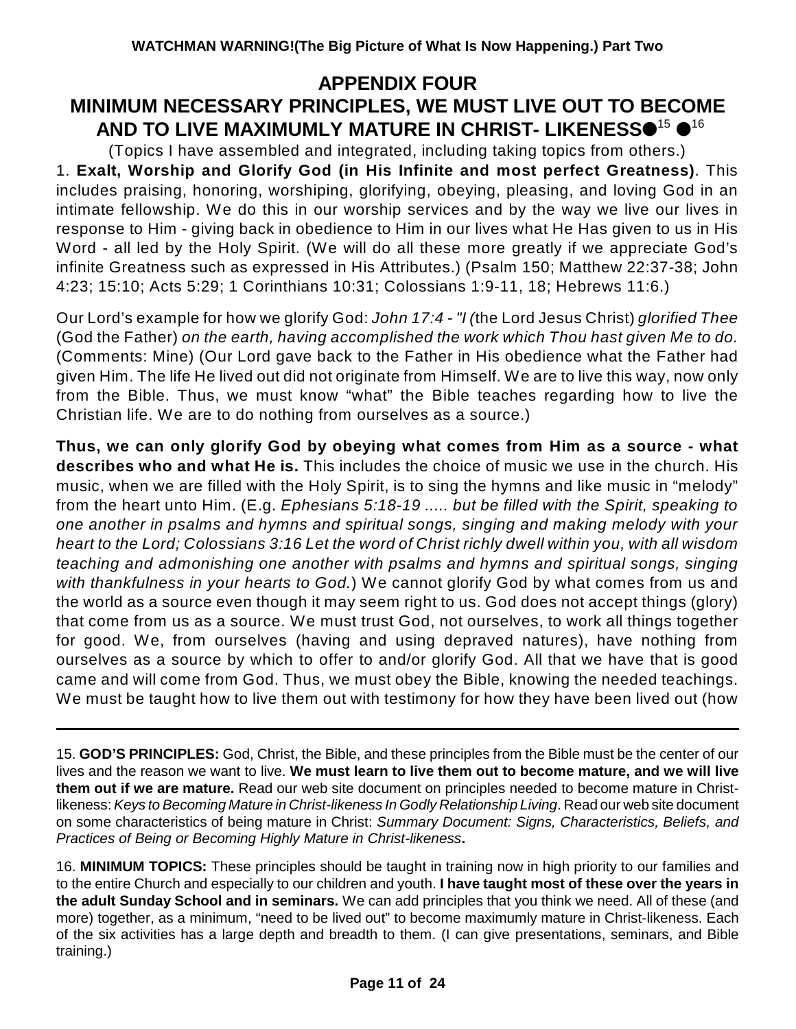# APPENDIX FOUR

# MINIMUM NECESSARY PRINCIPLES, WE MUST LIVE OUT TO BECOME AND TO LIVE MAXIMUMLY MATURE IN CHRIST- LIKENESS● [15] ● [16]

(Topics I have assembled and integrated, including taking topics from others.)

1. **Exalt, Worship and Glorify God (in His Infinite and most perfect Greatness)**. This includes praising, honoring, worshiping, glorifying, obeying, pleasing, and loving God in an intimate fellowship. We do this in our worship services and by the way we live our lives in response to Him - giving back in obedience to Him in our lives what He Has given to us in His Word - all led by the Holy Spirit. (We will do all these more greatly if we appreciate God's infinite Greatness such as expressed in His Attributes.) (Psalm 150; Matthew 22:37-38; John 4:23; 15:10; Acts 5:29; 1 Corinthians 10:31; Colossians 1:9-11, 18; Hebrews 11:6.)

Our Lord's example for how we glorify God: *John 17:4 - "I (*the Lord Jesus Christ) *glorified Thee* (God the Father) *on the earth, having accomplished the work which Thou hast given Me to do.* (Comments: Mine) (Our Lord gave back to the Father in His obedience what the Father had given Him. The life He lived out did not originate from Himself. We are to live this way, now only from the Bible. Thus, we must know "what" the Bible teaches regarding how to live the Christian life. We are to do nothing from ourselves as a source.)

**Thus, we can only glorify God by obeying what comes from Him as a source - what describes who and what He is.** This includes the choice of music we use in the church. His music, when we are filled with the Holy Spirit, is to sing the hymns and like music in "melody" from the heart unto Him. (E.g. *Ephesians 5:18-19 ..... but be filled with the Spirit, speaking to one another in psalms and hymns and spiritual songs, singing and making melody with your heart to the Lord; Colossians 3:16 Let the word of Christ richly dwell within you, with all wisdom teaching and admonishing one another with psalms and hymns and spiritual songs, singing with thankfulness in your hearts to God.*) We cannot glorify God by what comes from us and the world as a source even though it may seem right to us. God does not accept things (glory) that come from us as a source. We must trust God, not ourselves, to work all things together for good. We, from ourselves (having and using depraved natures), have nothing from ourselves as a source by which to offer to and/or glorify God. All that we have that is good came and will come from God. Thus, we must obey the Bible, knowing the needed teachings. We must be taught how to live them out with testimony for how they have been lived out (how

---

15. **GOD'S PRINCIPLES:** God, Christ, the Bible, and these principles from the Bible must be the center of our lives and the reason we want to live. **We must learn to live them out to become mature, and we will live them out if we are mature.** Read our web site document on principles needed to become mature in Christ-likeness: *Keys to Becoming Mature in Christ-likeness In Godly Relationship Living*. Read our web site document on some characteristics of being mature in Christ: *Summary Document: Signs, Characteristics, Beliefs, and Practices of Being or Becoming Highly Mature in Christ-likeness***.**

16. **MINIMUM TOPICS:** These principles should be taught in training now in high priority to our families and to the entire Church and especially to our children and youth. **I have taught most of these over the years in the adult Sunday School and in seminars.** We can add principles that you think we need. All of these (and more) together, as a minimum, "need to be lived out" to become maximumly mature in Christ-likeness. Each of the six activities has a large depth and breadth to them. (I can give presentations, seminars, and Bible training.)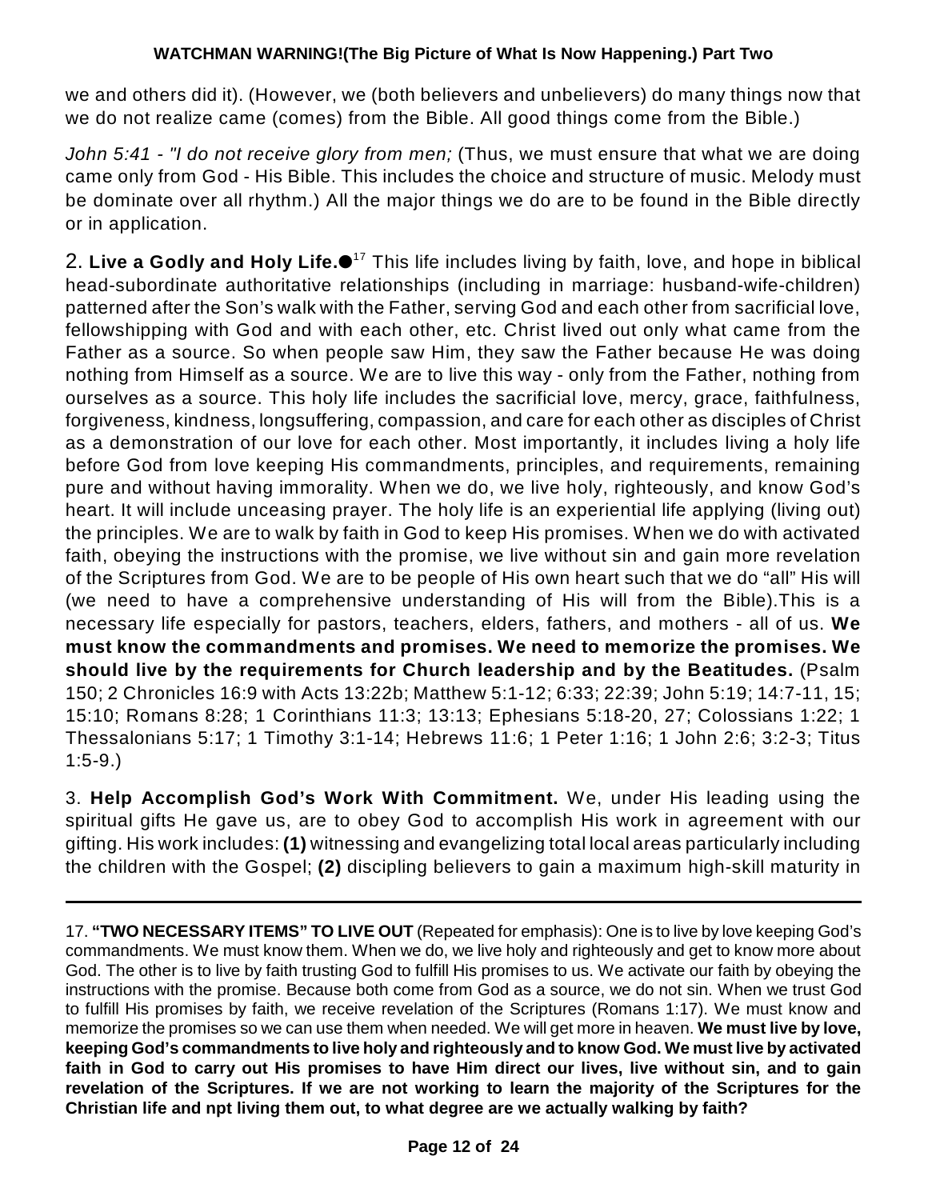we and others did it). (However, we (both believers and unbelievers) do many things now that we do not realize came (comes) from the Bible. All good things come from the Bible.)

*John 5:41 - "I do not receive glory from men;* (Thus, we must ensure that what we are doing came only from God - His Bible. This includes the choice and structure of music. Melody must be dominate over all rhythm.) All the major things we do are to be found in the Bible directly or in application.

2. **Live a Godly and Holy Life.**●[17] This life includes living by faith, love, and hope in biblical head-subordinate authoritative relationships (including in marriage: husband-wife-children) patterned after the Son's walk with the Father, serving God and each other from sacrificial love, fellowshipping with God and with each other, etc. Christ lived out only what came from the Father as a source. So when people saw Him, they saw the Father because He was doing nothing from Himself as a source. We are to live this way - only from the Father, nothing from ourselves as a source. This holy life includes the sacrificial love, mercy, grace, faithfulness, forgiveness, kindness, longsuffering, compassion, and care for each other as disciples of Christ as a demonstration of our love for each other. Most importantly, it includes living a holy life before God from love keeping His commandments, principles, and requirements, remaining pure and without having immorality. When we do, we live holy, righteously, and know God's heart. It will include unceasing prayer. The holy life is an experiential life applying (living out) the principles. We are to walk by faith in God to keep His promises. When we do with activated faith, obeying the instructions with the promise, we live without sin and gain more revelation of the Scriptures from God. We are to be people of His own heart such that we do "all" His will (we need to have a comprehensive understanding of His will from the Bible).This is a necessary life especially for pastors, teachers, elders, fathers, and mothers - all of us. **We must know the commandments and promises. We need to memorize the promises. We should live by the requirements for Church leadership and by the Beatitudes.** (Psalm 150; 2 Chronicles 16:9 with Acts 13:22b; Matthew 5:1-12; 6:33; 22:39; John 5:19; 14:7-11, 15; 15:10; Romans 8:28; 1 Corinthians 11:3; 13:13; Ephesians 5:18-20, 27; Colossians 1:22; 1 Thessalonians 5:17; 1 Timothy 3:1-14; Hebrews 11:6; 1 Peter 1:16; 1 John 2:6; 3:2-3; Titus 1:5-9.)

3. **Help Accomplish God's Work With Commitment.** We, under His leading using the spiritual gifts He gave us, are to obey God to accomplish His work in agreement with our gifting. His work includes: **(1)** witnessing and evangelizing total local areas particularly including the children with the Gospel; **(2)** discipling believers to gain a maximum high-skill maturity in

---

17. **"TWO NECESSARY ITEMS" TO LIVE OUT** (Repeated for emphasis): One is to live by love keeping God's commandments. We must know them. When we do, we live holy and righteously and get to know more about God. The other is to live by faith trusting God to fulfill His promises to us. We activate our faith by obeying the instructions with the promise. Because both come from God as a source, we do not sin. When we trust God to fulfill His promises by faith, we receive revelation of the Scriptures (Romans 1:17). We must know and memorize the promises so we can use them when needed. We will get more in heaven. **We must live by love, keeping God's commandments to live holy and righteously and to know God. We must live by activated faith in God to carry out His promises to have Him direct our lives, live without sin, and to gain revelation of the Scriptures. If we are not working to learn the majority of the Scriptures for the Christian life and npt living them out, to what degree are we actually walking by faith?**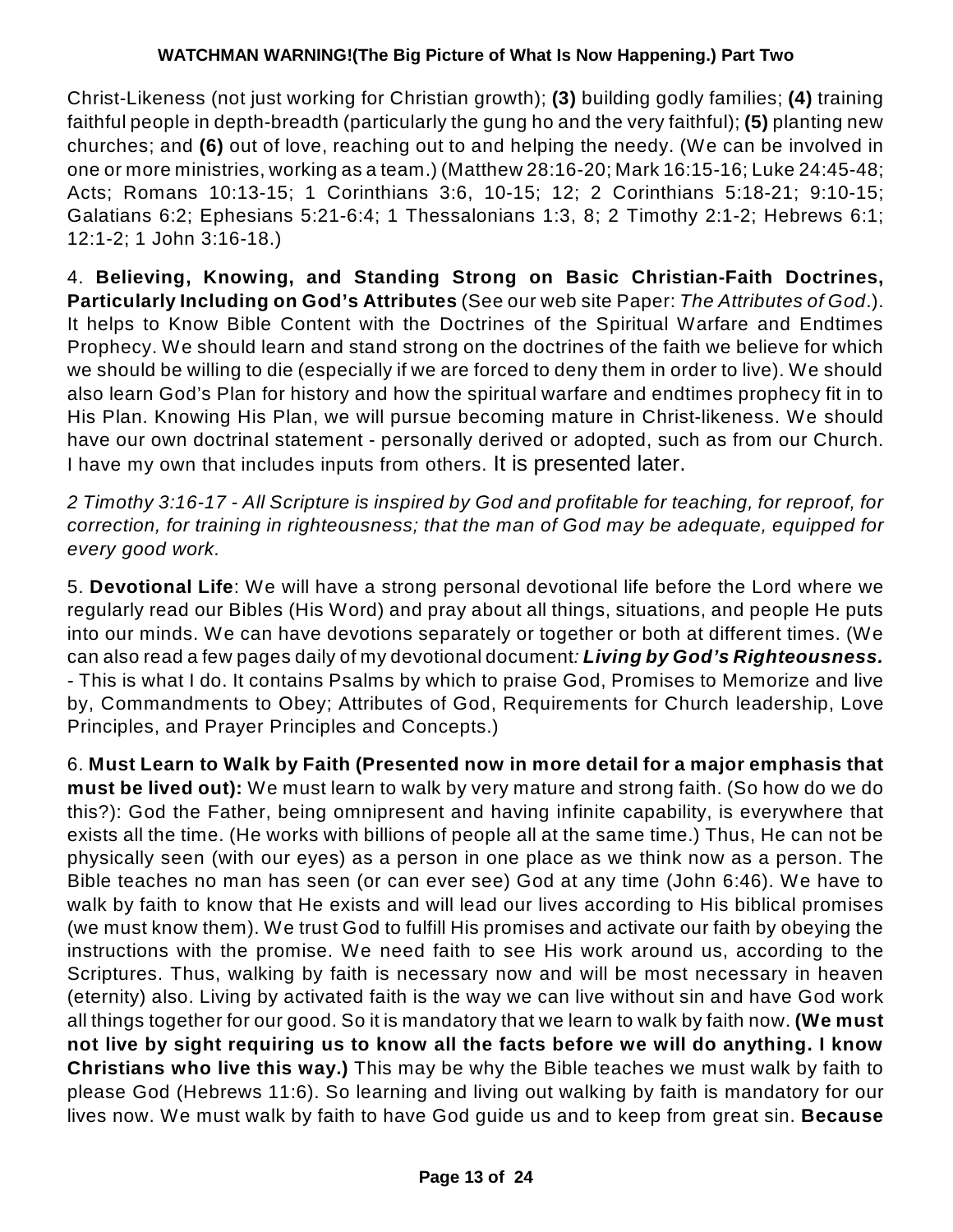Christ-Likeness (not just working for Christian growth); **(3)** building godly families; **(4)** training faithful people in depth-breadth (particularly the gung ho and the very faithful); **(5)** planting new churches; and **(6)** out of love, reaching out to and helping the needy. (We can be involved in one or more ministries, working as a team.) (Matthew 28:16-20; Mark 16:15-16; Luke 24:45-48; Acts; Romans 10:13-15; 1 Corinthians 3:6, 10-15; 12; 2 Corinthians 5:18-21; 9:10-15; Galatians 6:2; Ephesians 5:21-6:4; 1 Thessalonians 1:3, 8; 2 Timothy 2:1-2; Hebrews 6:1; 12:1-2; 1 John 3:16-18.)

4. **Believing, Knowing, and Standing Strong on Basic Christian-Faith Doctrines, Particularly Including on God's Attributes** (See our web site Paper: *The Attributes of God*.). It helps to Know Bible Content with the Doctrines of the Spiritual Warfare and Endtimes Prophecy. We should learn and stand strong on the doctrines of the faith we believe for which we should be willing to die (especially if we are forced to deny them in order to live). We should also learn God's Plan for history and how the spiritual warfare and endtimes prophecy fit in to His Plan. Knowing His Plan, we will pursue becoming mature in Christ-likeness. We should have our own doctrinal statement - personally derived or adopted, such as from our Church. I have my own that includes inputs from others. It is presented later.

*2 Timothy 3:16-17 - All Scripture is inspired by God and profitable for teaching, for reproof, for correction, for training in righteousness; that the man of God may be adequate, equipped for every good work.*

5. **Devotional Life**: We will have a strong personal devotional life before the Lord where we regularly read our Bibles (His Word) and pray about all things, situations, and people He puts into our minds. We can have devotions separately or together or both at different times. (We can also read a few pages daily of my devotional document*: **Living by God's Righteousness.*** - This is what I do. It contains Psalms by which to praise God, Promises to Memorize and live by, Commandments to Obey; Attributes of God, Requirements for Church leadership, Love Principles, and Prayer Principles and Concepts.)

6. **Must Learn to Walk by Faith (Presented now in more detail for a major emphasis that must be lived out):** We must learn to walk by very mature and strong faith. (So how do we do this?): God the Father, being omnipresent and having infinite capability, is everywhere that exists all the time. (He works with billions of people all at the same time.) Thus, He can not be physically seen (with our eyes) as a person in one place as we think now as a person. The Bible teaches no man has seen (or can ever see) God at any time (John 6:46). We have to walk by faith to know that He exists and will lead our lives according to His biblical promises (we must know them). We trust God to fulfill His promises and activate our faith by obeying the instructions with the promise. We need faith to see His work around us, according to the Scriptures. Thus, walking by faith is necessary now and will be most necessary in heaven (eternity) also. Living by activated faith is the way we can live without sin and have God work all things together for our good. So it is mandatory that we learn to walk by faith now. **(We must not live by sight requiring us to know all the facts before we will do anything. I know Christians who live this way.)** This may be why the Bible teaches we must walk by faith to please God (Hebrews 11:6). So learning and living out walking by faith is mandatory for our lives now. We must walk by faith to have God guide us and to keep from great sin. **Because**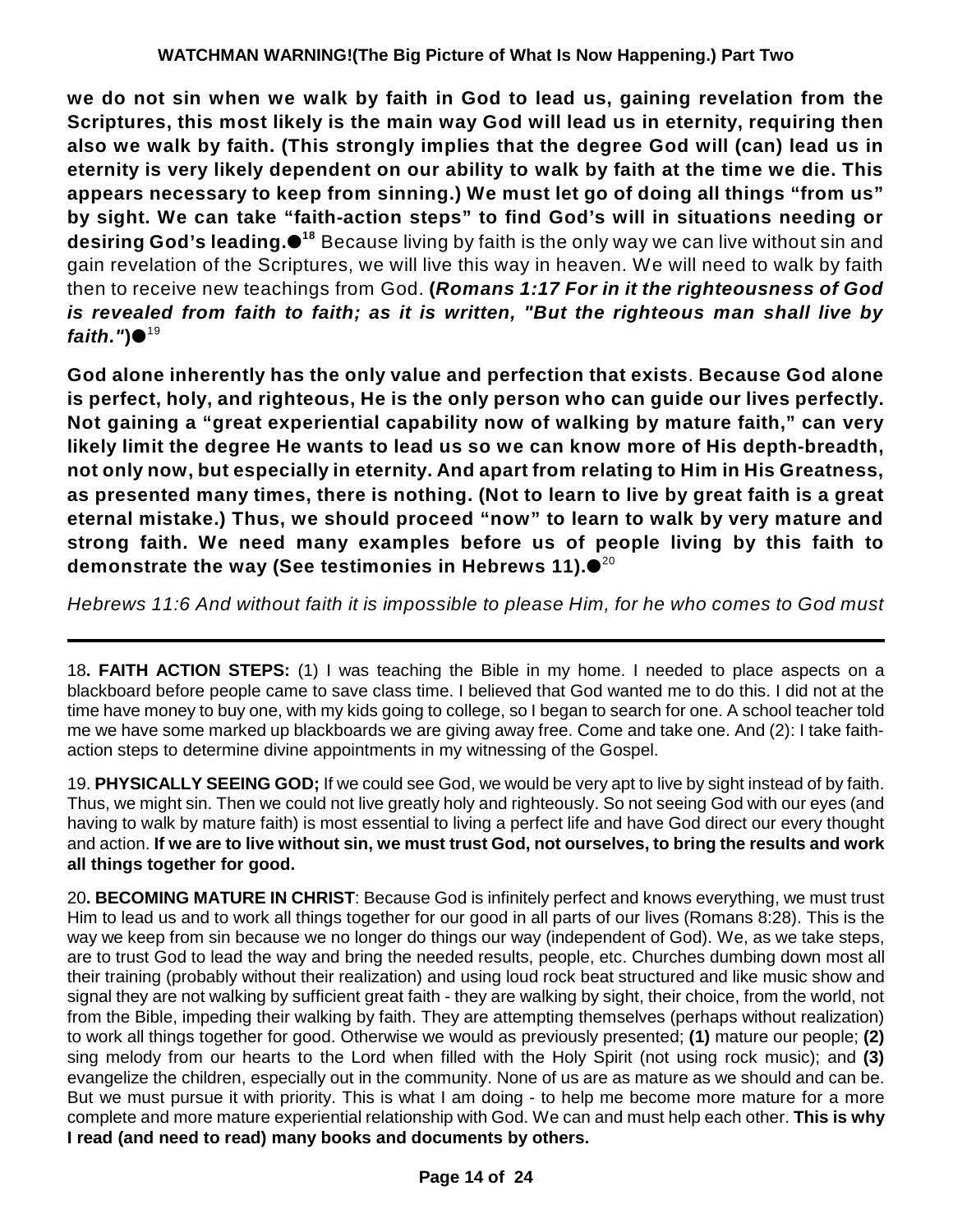**we do not sin when we walk by faith in God to lead us, gaining revelation from the Scriptures, this most likely is the main way God will lead us in eternity, requiring then also we walk by faith. (This strongly implies that the degree God will (can) lead us in eternity is very likely dependent on our ability to walk by faith at the time we die. This appears necessary to keep from sinning.) We must let go of doing all things "from us" by sight. We can take "faith-action steps" to find God's will in situations needing or desiring God's leading.**●[18] Because living by faith is the only way we can live without sin and gain revelation of the Scriptures, we will live this way in heaven. We will need to walk by faith then to receive new teachings from God. **(*Romans 1:17 For in it the righteousness of God is revealed from faith to faith; as it is written, "But the righteous man shall live by faith."*)**●[19]

**God alone inherently has the only value and perfection that exists**. **Because God alone is perfect, holy, and righteous, He is the only person who can guide our lives perfectly. Not gaining a "great experiential capability now of walking by mature faith," can very likely limit the degree He wants to lead us so we can know more of His depth-breadth, not only now, but especially in eternity. And apart from relating to Him in His Greatness, as presented many times, there is nothing. (Not to learn to live by great faith is a great eternal mistake.) Thus, we should proceed "now" to learn to walk by very mature and strong faith. We need many examples before us of people living by this faith to demonstrate the way (See testimonies in Hebrews 11).**●[20]

*Hebrews 11:6 And without faith it is impossible to please Him, for he who comes to God must*

---

18**. FAITH ACTION STEPS:** (1) I was teaching the Bible in my home. I needed to place aspects on a blackboard before people came to save class time. I believed that God wanted me to do this. I did not at the time have money to buy one, with my kids going to college, so I began to search for one. A school teacher told me we have some marked up blackboards we are giving away free. Come and take one. And (2): I take faith-action steps to determine divine appointments in my witnessing of the Gospel.

19. **PHYSICALLY SEEING GOD;** If we could see God, we would be very apt to live by sight instead of by faith. Thus, we might sin. Then we could not live greatly holy and righteously. So not seeing God with our eyes (and having to walk by mature faith) is most essential to living a perfect life and have God direct our every thought and action. **If we are to live without sin, we must trust God, not ourselves, to bring the results and work all things together for good.**

20**. BECOMING MATURE IN CHRIST**: Because God is infinitely perfect and knows everything, we must trust Him to lead us and to work all things together for our good in all parts of our lives (Romans 8:28). This is the way we keep from sin because we no longer do things our way (independent of God). We, as we take steps, are to trust God to lead the way and bring the needed results, people, etc. Churches dumbing down most all their training (probably without their realization) and using loud rock beat structured and like music show and signal they are not walking by sufficient great faith - they are walking by sight, their choice, from the world, not from the Bible, impeding their walking by faith. They are attempting themselves (perhaps without realization) to work all things together for good. Otherwise we would as previously presented; **(1)** mature our people; **(2)** sing melody from our hearts to the Lord when filled with the Holy Spirit (not using rock music); and **(3)** evangelize the children, especially out in the community. None of us are as mature as we should and can be. But we must pursue it with priority. This is what I am doing - to help me become more mature for a more complete and more mature experiential relationship with God. We can and must help each other. **This is why I read (and need to read) many books and documents by others.**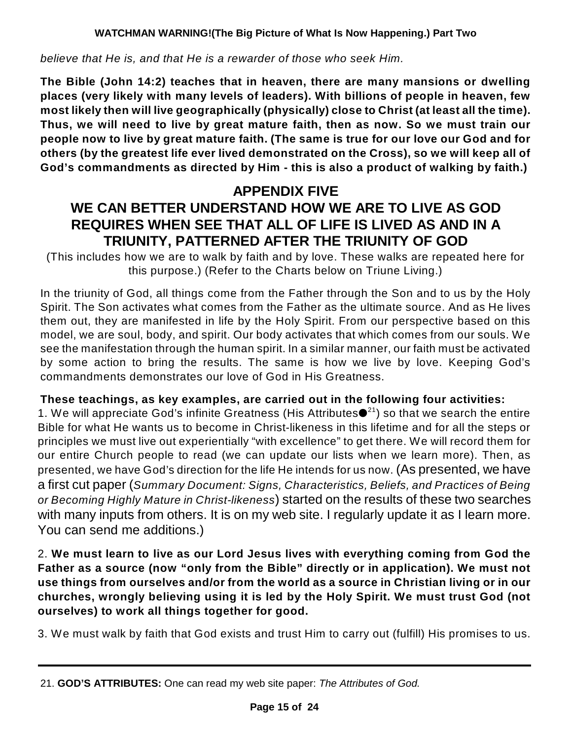*believe that He is, and that He is a rewarder of those who seek Him.*

**The Bible (John 14:2) teaches that in heaven, there are many mansions or dwelling places (very likely with many levels of leaders). With billions of people in heaven, few most likely then will live geographically (physically) close to Christ (at least all the time). Thus, we will need to live by great mature faith, then as now. So we must train our people now to live by great mature faith. (The same is true for our love our God and for others (by the greatest life ever lived demonstrated on the Cross), so we will keep all of God's commandments as directed by Him - this is also a product of walking by faith.)**

# APPENDIX FIVE

# WE CAN BETTER UNDERSTAND HOW WE ARE TO LIVE AS GOD REQUIRES WHEN SEE THAT ALL OF LIFE IS LIVED AS AND IN A TRIUNITY, PATTERNED AFTER THE TRIUNITY OF GOD

(This includes how we are to walk by faith and by love. These walks are repeated here for this purpose.) (Refer to the Charts below on Triune Living.)

In the triunity of God, all things come from the Father through the Son and to us by the Holy Spirit. The Son activates what comes from the Father as the ultimate source. And as He lives them out, they are manifested in life by the Holy Spirit. From our perspective based on this model, we are soul, body, and spirit. Our body activates that which comes from our souls. We see the manifestation through the human spirit. In a similar manner, our faith must be activated by some action to bring the results. The same is how we live by love. Keeping God's commandments demonstrates our love of God in His Greatness.

**These teachings, as key examples, are carried out in the following four activities:**

1. We will appreciate God's infinite Greatness (His Attributes●[21]) so that we search the entire Bible for what He wants us to become in Christ-likeness in this lifetime and for all the steps or principles we must live out experientially "with excellence" to get there. We will record them for our entire Church people to read (we can update our lists when we learn more). Then, as presented, we have God's direction for the life He intends for us now. (As presented, we have a first cut paper (*Summary Document: Signs, Characteristics, Beliefs, and Practices of Being or Becoming Highly Mature in Christ-likeness*) started on the results of these two searches with many inputs from others. It is on my web site. I regularly update it as I learn more. You can send me additions.)

2. **We must learn to live as our Lord Jesus lives with everything coming from God the Father as a source (now "only from the Bible" directly or in application). We must not use things from ourselves and/or from the world as a source in Christian living or in our churches, wrongly believing using it is led by the Holy Spirit. We must trust God (not ourselves) to work all things together for good.**

3. We must walk by faith that God exists and trust Him to carry out (fulfill) His promises to us.

---

21. **GOD'S ATTRIBUTES:** One can read my web site paper: *The Attributes of God.*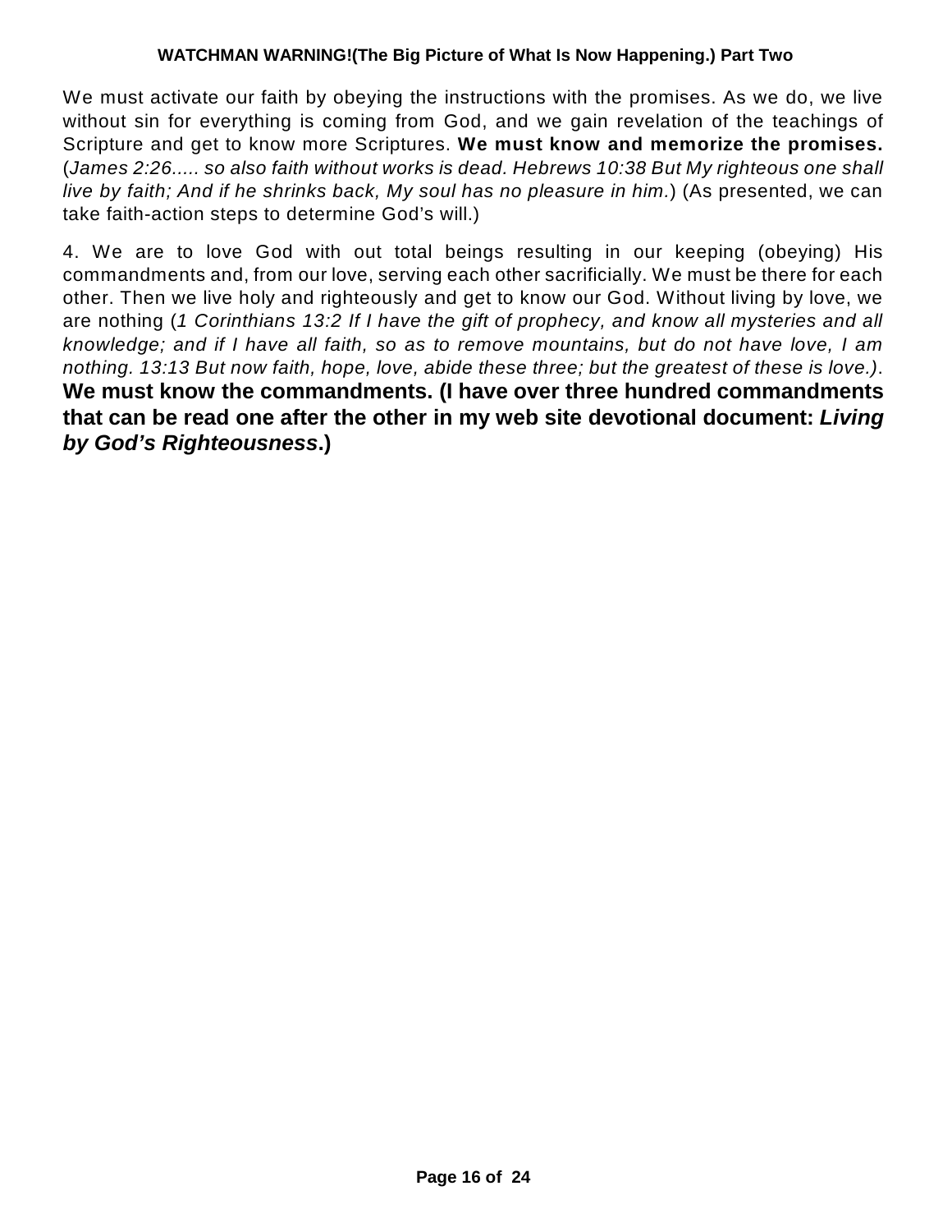We must activate our faith by obeying the instructions with the promises. As we do, we live without sin for everything is coming from God, and we gain revelation of the teachings of Scripture and get to know more Scriptures. **We must know and memorize the promises.** (*James 2:26..... so also faith without works is dead. Hebrews 10:38 But My righteous one shall live by faith; And if he shrinks back, My soul has no pleasure in him.*) (As presented, we can take faith-action steps to determine God's will.)

4. We are to love God with out total beings resulting in our keeping (obeying) His commandments and, from our love, serving each other sacrificially. We must be there for each other. Then we live holy and righteously and get to know our God. Without living by love, we are nothing (*1 Corinthians 13:2 If I have the gift of prophecy, and know all mysteries and all knowledge; and if I have all faith, so as to remove mountains, but do not have love, I am nothing. 13:13 But now faith, hope, love, abide these three; but the greatest of these is love.)*. **We must know the commandments. (I have over three hundred commandments that can be read one after the other in my web site devotional document: *Living by God's Righteousness*.)**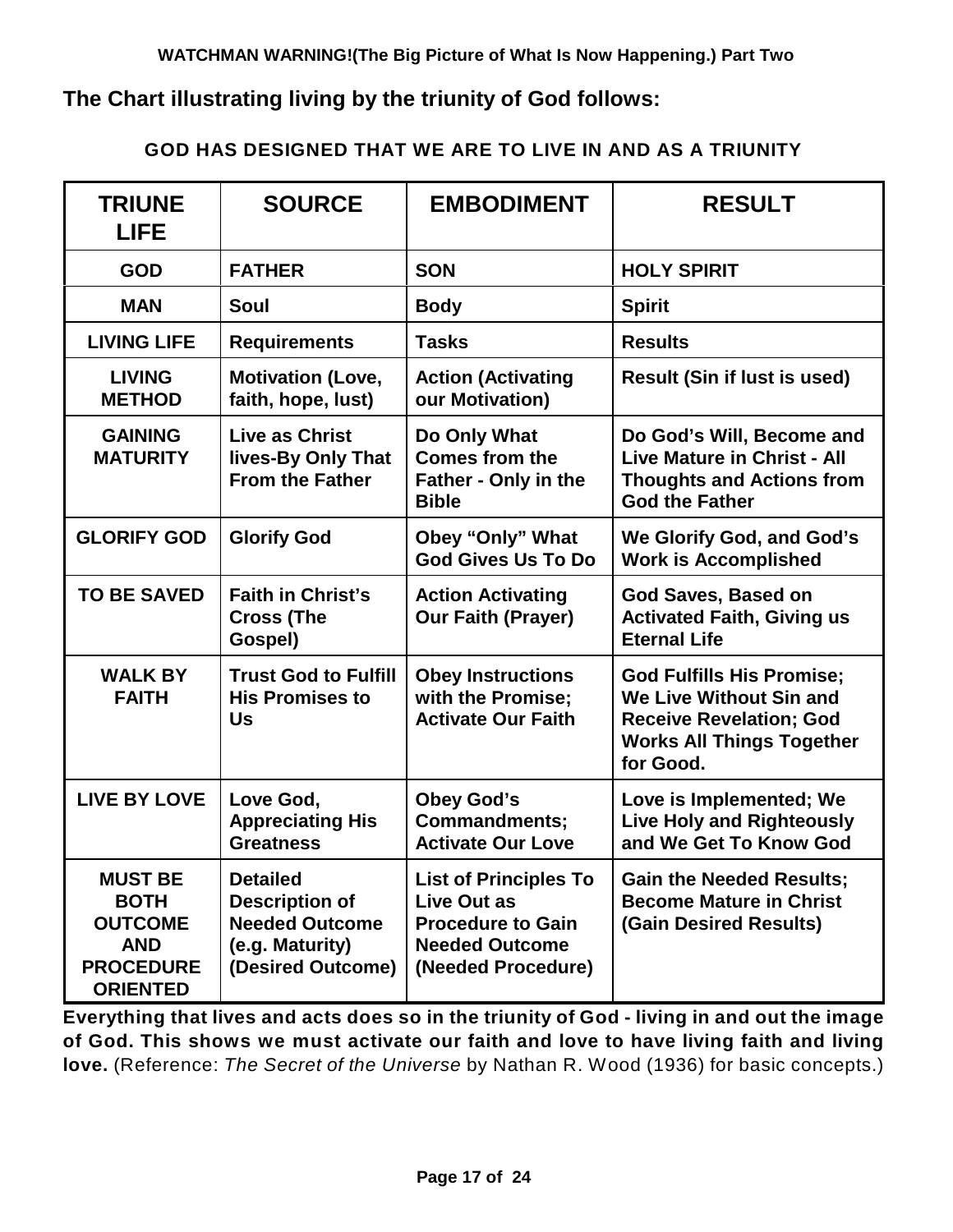## The Chart illustrating living by the triunity of God follows:

**GOD HAS DESIGNED THAT WE ARE TO LIVE IN AND AS A TRIUNITY**

| TRIUNE LIFE | SOURCE | EMBODIMENT | RESULT |
|---|---|---|---|
| **GOD** | **FATHER** | **SON** | **HOLY SPIRIT** |
| **MAN** | **Soul** | **Body** | **Spirit** |
| **LIVING LIFE** | **Requirements** | **Tasks** | **Results** |
| **LIVING METHOD** | **Motivation (Love, faith, hope, lust)** | **Action (Activating our Motivation)** | **Result (Sin if lust is used)** |
| **GAINING MATURITY** | **Live as Christ lives-By Only That From the Father** | **Do Only What Comes from the Father - Only in the Bible** | **Do God's Will, Become and Live Mature in Christ - All Thoughts and Actions from God the Father** |
| **GLORIFY GOD** | **Glorify God** | **Obey "Only" What God Gives Us To Do** | **We Glorify God, and God's Work is Accomplished** |
| **TO BE SAVED** | **Faith in Christ's Cross (The Gospel)** | **Action Activating Our Faith (Prayer)** | **God Saves, Based on Activated Faith, Giving us Eternal Life** |
| **WALK BY FAITH** | **Trust God to Fulfill His Promises to Us** | **Obey Instructions with the Promise; Activate Our Faith** | **God Fulfills His Promise; We Live Without Sin and Receive Revelation; God Works All Things Together for Good.** |
| **LIVE BY LOVE** | **Love God, Appreciating His Greatness** | **Obey God's Commandments; Activate Our Love** | **Love is Implemented; We Live Holy and Righteously and We Get To Know God** |
| **MUST BE BOTH OUTCOME AND PROCEDURE ORIENTED** | **Detailed Description of Needed Outcome (e.g. Maturity) (Desired Outcome)** | **List of Principles To Live Out as Procedure to Gain Needed Outcome (Needed Procedure)** | **Gain the Needed Results; Become Mature in Christ (Gain Desired Results)** |

**Everything that lives and acts does so in the triunity of God - living in and out the image of God. This shows we must activate our faith and love to have living faith and living love.** (Reference: *The Secret of the Universe* by Nathan R. Wood (1936) for basic concepts.)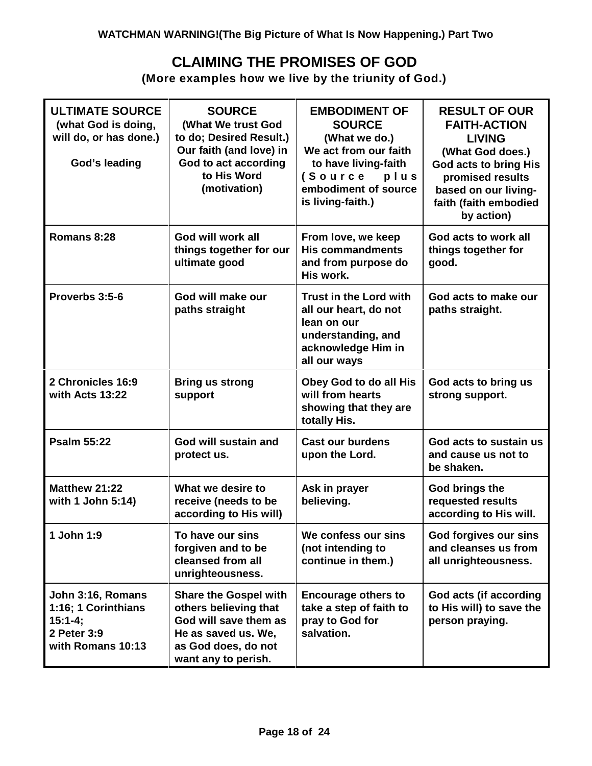**WATCHMAN WARNING!(The Big Picture of What Is Now Happening.) Part Two**

# CLAIMING THE PROMISES OF GOD

**(More examples how we live by the triunity of God.)**

| **ULTIMATE SOURCE** (what God is doing, will do, or has done.) God's leading | **SOURCE** (What We trust God to do; Desired Result.) Our faith (and love) in God to act according to His Word (motivation) | **EMBODIMENT OF SOURCE** (What we do.) We act from our faith to have living-faith (Source plus embodiment of source is living-faith.) | **RESULT OF OUR FAITH-ACTION LIVING** (What God does.) God acts to bring His promised results based on our living-faith (faith embodied by action) |
|---|---|---|---|
| **Romans 8:28** | **God will work all things together for our ultimate good** | **From love, we keep His commandments and from purpose do His work.** | **God acts to work all things together for good.** |
| **Proverbs 3:5-6** | **God will make our paths straight** | **Trust in the Lord with all our heart, do not lean on our understanding, and acknowledge Him in all our ways** | **God acts to make our paths straight.** |
| **2 Chronicles 16:9 with Acts 13:22** | **Bring us strong support** | **Obey God to do all His will from hearts showing that they are totally His.** | **God acts to bring us strong support.** |
| **Psalm 55:22** | **God will sustain and protect us.** | **Cast our burdens upon the Lord.** | **God acts to sustain us and cause us not to be shaken.** |
| **Matthew 21:22 with 1 John 5:14)** | **What we desire to receive (needs to be according to His will)** | **Ask in prayer believing.** | **God brings the requested results according to His will.** |
| **1 John 1:9** | **To have our sins forgiven and to be cleansed from all unrighteousness.** | **We confess our sins (not intending to continue in them.)** | **God forgives our sins and cleanses us from all unrighteousness.** |
| **John 3:16, Romans 1:16; 1 Corinthians 15:1-4; 2 Peter 3:9 with Romans 10:13** | **Share the Gospel with others believing that God will save them as He as saved us. We, as God does, do not want any to perish.** | **Encourage others to take a step of faith to pray to God for salvation.** | **God acts (if according to His will) to save the person praying.** |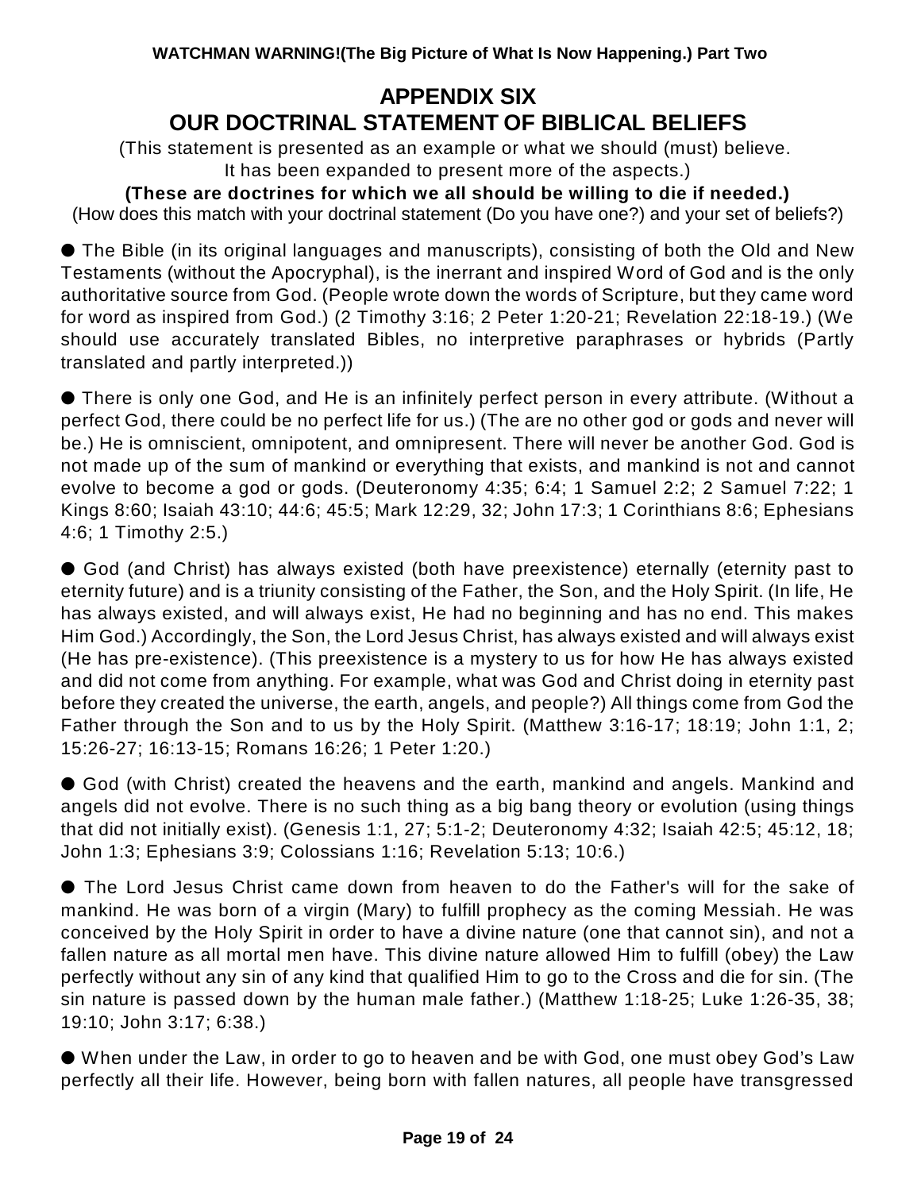# APPENDIX SIX
# OUR DOCTRINAL STATEMENT OF BIBLICAL BELIEFS

(This statement is presented as an example or what we should (must) believe.
It has been expanded to present more of the aspects.)

**(These are doctrines for which we all should be willing to die if needed.)**

(How does this match with your doctrinal statement (Do you have one?) and your set of beliefs?)

● The Bible (in its original languages and manuscripts), consisting of both the Old and New Testaments (without the Apocryphal), is the inerrant and inspired Word of God and is the only authoritative source from God. (People wrote down the words of Scripture, but they came word for word as inspired from God.) (2 Timothy 3:16; 2 Peter 1:20-21; Revelation 22:18-19.) (We should use accurately translated Bibles, no interpretive paraphrases or hybrids (Partly translated and partly interpreted.))

● There is only one God, and He is an infinitely perfect person in every attribute. (Without a perfect God, there could be no perfect life for us.) (The are no other god or gods and never will be.) He is omniscient, omnipotent, and omnipresent. There will never be another God. God is not made up of the sum of mankind or everything that exists, and mankind is not and cannot evolve to become a god or gods. (Deuteronomy 4:35; 6:4; 1 Samuel 2:2; 2 Samuel 7:22; 1 Kings 8:60; Isaiah 43:10; 44:6; 45:5; Mark 12:29, 32; John 17:3; 1 Corinthians 8:6; Ephesians 4:6; 1 Timothy 2:5.)

● God (and Christ) has always existed (both have preexistence) eternally (eternity past to eternity future) and is a triunity consisting of the Father, the Son, and the Holy Spirit. (In life, He has always existed, and will always exist, He had no beginning and has no end. This makes Him God.) Accordingly, the Son, the Lord Jesus Christ, has always existed and will always exist (He has pre-existence). (This preexistence is a mystery to us for how He has always existed and did not come from anything. For example, what was God and Christ doing in eternity past before they created the universe, the earth, angels, and people?) All things come from God the Father through the Son and to us by the Holy Spirit. (Matthew 3:16-17; 18:19; John 1:1, 2; 15:26-27; 16:13-15; Romans 16:26; 1 Peter 1:20.)

● God (with Christ) created the heavens and the earth, mankind and angels. Mankind and angels did not evolve. There is no such thing as a big bang theory or evolution (using things that did not initially exist). (Genesis 1:1, 27; 5:1-2; Deuteronomy 4:32; Isaiah 42:5; 45:12, 18; John 1:3; Ephesians 3:9; Colossians 1:16; Revelation 5:13; 10:6.)

● The Lord Jesus Christ came down from heaven to do the Father's will for the sake of mankind. He was born of a virgin (Mary) to fulfill prophecy as the coming Messiah. He was conceived by the Holy Spirit in order to have a divine nature (one that cannot sin), and not a fallen nature as all mortal men have. This divine nature allowed Him to fulfill (obey) the Law perfectly without any sin of any kind that qualified Him to go to the Cross and die for sin. (The sin nature is passed down by the human male father.) (Matthew 1:18-25; Luke 1:26-35, 38; 19:10; John 3:17; 6:38.)

● When under the Law, in order to go to heaven and be with God, one must obey God's Law perfectly all their life. However, being born with fallen natures, all people have transgressed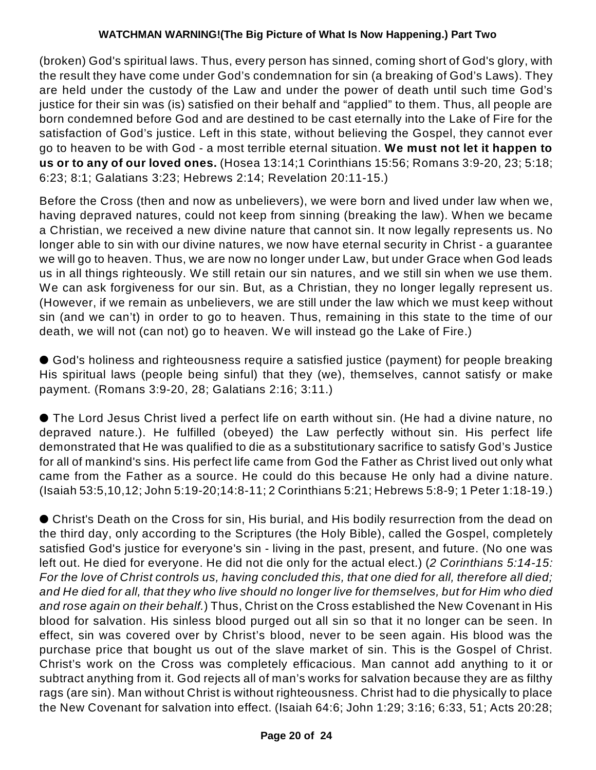(broken) God's spiritual laws. Thus, every person has sinned, coming short of God's glory, with the result they have come under God's condemnation for sin (a breaking of God's Laws). They are held under the custody of the Law and under the power of death until such time God's justice for their sin was (is) satisfied on their behalf and "applied" to them. Thus, all people are born condemned before God and are destined to be cast eternally into the Lake of Fire for the satisfaction of God's justice. Left in this state, without believing the Gospel, they cannot ever go to heaven to be with God - a most terrible eternal situation. **We must not let it happen to us or to any of our loved ones.** (Hosea 13:14;1 Corinthians 15:56; Romans 3:9-20, 23; 5:18; 6:23; 8:1; Galatians 3:23; Hebrews 2:14; Revelation 20:11-15.)

Before the Cross (then and now as unbelievers), we were born and lived under law when we, having depraved natures, could not keep from sinning (breaking the law). When we became a Christian, we received a new divine nature that cannot sin. It now legally represents us. No longer able to sin with our divine natures, we now have eternal security in Christ - a guarantee we will go to heaven. Thus, we are now no longer under Law, but under Grace when God leads us in all things righteously. We still retain our sin natures, and we still sin when we use them. We can ask forgiveness for our sin. But, as a Christian, they no longer legally represent us. (However, if we remain as unbelievers, we are still under the law which we must keep without sin (and we can't) in order to go to heaven. Thus, remaining in this state to the time of our death, we will not (can not) go to heaven. We will instead go the Lake of Fire.)

● God's holiness and righteousness require a satisfied justice (payment) for people breaking His spiritual laws (people being sinful) that they (we), themselves, cannot satisfy or make payment. (Romans 3:9-20, 28; Galatians 2:16; 3:11.)

● The Lord Jesus Christ lived a perfect life on earth without sin. (He had a divine nature, no depraved nature.). He fulfilled (obeyed) the Law perfectly without sin. His perfect life demonstrated that He was qualified to die as a substitutionary sacrifice to satisfy God's Justice for all of mankind's sins. His perfect life came from God the Father as Christ lived out only what came from the Father as a source. He could do this because He only had a divine nature. (Isaiah 53:5,10,12; John 5:19-20;14:8-11; 2 Corinthians 5:21; Hebrews 5:8-9; 1 Peter 1:18-19.)

● Christ's Death on the Cross for sin, His burial, and His bodily resurrection from the dead on the third day, only according to the Scriptures (the Holy Bible), called the Gospel, completely satisfied God's justice for everyone's sin - living in the past, present, and future. (No one was left out. He died for everyone. He did not die only for the actual elect.) (*2 Corinthians 5:14-15: For the love of Christ controls us, having concluded this, that one died for all, therefore all died; and He died for all, that they who live should no longer live for themselves, but for Him who died and rose again on their behalf.*) Thus, Christ on the Cross established the New Covenant in His blood for salvation. His sinless blood purged out all sin so that it no longer can be seen. In effect, sin was covered over by Christ's blood, never to be seen again. His blood was the purchase price that bought us out of the slave market of sin. This is the Gospel of Christ. Christ's work on the Cross was completely efficacious. Man cannot add anything to it or subtract anything from it. God rejects all of man's works for salvation because they are as filthy rags (are sin). Man without Christ is without righteousness. Christ had to die physically to place the New Covenant for salvation into effect. (Isaiah 64:6; John 1:29; 3:16; 6:33, 51; Acts 20:28;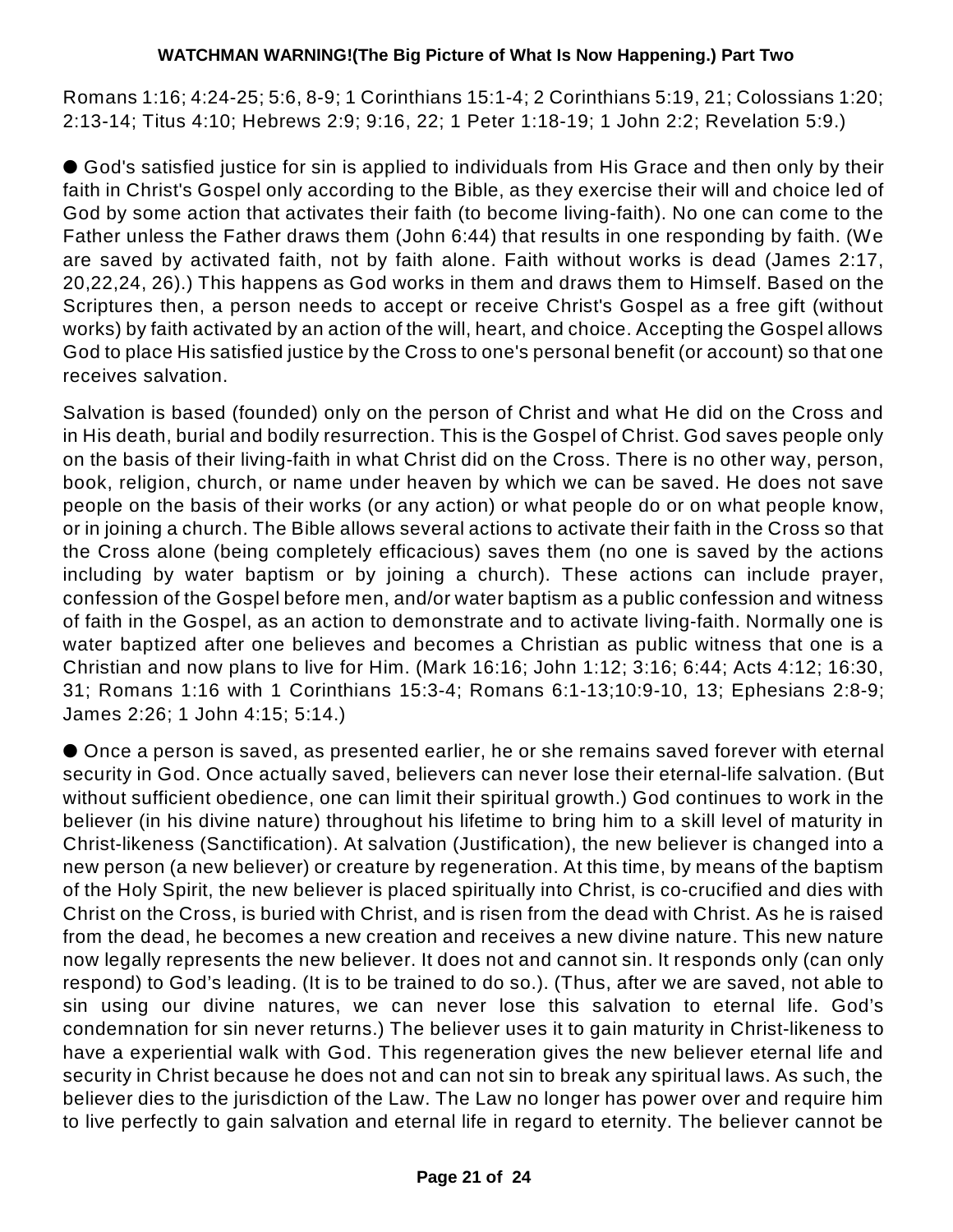Romans 1:16; 4:24-25; 5:6, 8-9; 1 Corinthians 15:1-4; 2 Corinthians 5:19, 21; Colossians 1:20; 2:13-14; Titus 4:10; Hebrews 2:9; 9:16, 22; 1 Peter 1:18-19; 1 John 2:2; Revelation 5:9.)

● God's satisfied justice for sin is applied to individuals from His Grace and then only by their faith in Christ's Gospel only according to the Bible, as they exercise their will and choice led of God by some action that activates their faith (to become living-faith). No one can come to the Father unless the Father draws them (John 6:44) that results in one responding by faith. (We are saved by activated faith, not by faith alone. Faith without works is dead (James 2:17, 20,22,24, 26).) This happens as God works in them and draws them to Himself. Based on the Scriptures then, a person needs to accept or receive Christ's Gospel as a free gift (without works) by faith activated by an action of the will, heart, and choice. Accepting the Gospel allows God to place His satisfied justice by the Cross to one's personal benefit (or account) so that one receives salvation.

Salvation is based (founded) only on the person of Christ and what He did on the Cross and in His death, burial and bodily resurrection. This is the Gospel of Christ. God saves people only on the basis of their living-faith in what Christ did on the Cross. There is no other way, person, book, religion, church, or name under heaven by which we can be saved. He does not save people on the basis of their works (or any action) or what people do or on what people know, or in joining a church. The Bible allows several actions to activate their faith in the Cross so that the Cross alone (being completely efficacious) saves them (no one is saved by the actions including by water baptism or by joining a church). These actions can include prayer, confession of the Gospel before men, and/or water baptism as a public confession and witness of faith in the Gospel, as an action to demonstrate and to activate living-faith. Normally one is water baptized after one believes and becomes a Christian as public witness that one is a Christian and now plans to live for Him. (Mark 16:16; John 1:12; 3:16; 6:44; Acts 4:12; 16:30, 31; Romans 1:16 with 1 Corinthians 15:3-4; Romans 6:1-13;10:9-10, 13; Ephesians 2:8-9; James 2:26; 1 John 4:15; 5:14.)

● Once a person is saved, as presented earlier, he or she remains saved forever with eternal security in God. Once actually saved, believers can never lose their eternal-life salvation. (But without sufficient obedience, one can limit their spiritual growth.) God continues to work in the believer (in his divine nature) throughout his lifetime to bring him to a skill level of maturity in Christ-likeness (Sanctification). At salvation (Justification), the new believer is changed into a new person (a new believer) or creature by regeneration. At this time, by means of the baptism of the Holy Spirit, the new believer is placed spiritually into Christ, is co-crucified and dies with Christ on the Cross, is buried with Christ, and is risen from the dead with Christ. As he is raised from the dead, he becomes a new creation and receives a new divine nature. This new nature now legally represents the new believer. It does not and cannot sin. It responds only (can only respond) to God's leading. (It is to be trained to do so.). (Thus, after we are saved, not able to sin using our divine natures, we can never lose this salvation to eternal life. God's condemnation for sin never returns.) The believer uses it to gain maturity in Christ-likeness to have a experiential walk with God. This regeneration gives the new believer eternal life and security in Christ because he does not and can not sin to break any spiritual laws. As such, the believer dies to the jurisdiction of the Law. The Law no longer has power over and require him to live perfectly to gain salvation and eternal life in regard to eternity. The believer cannot be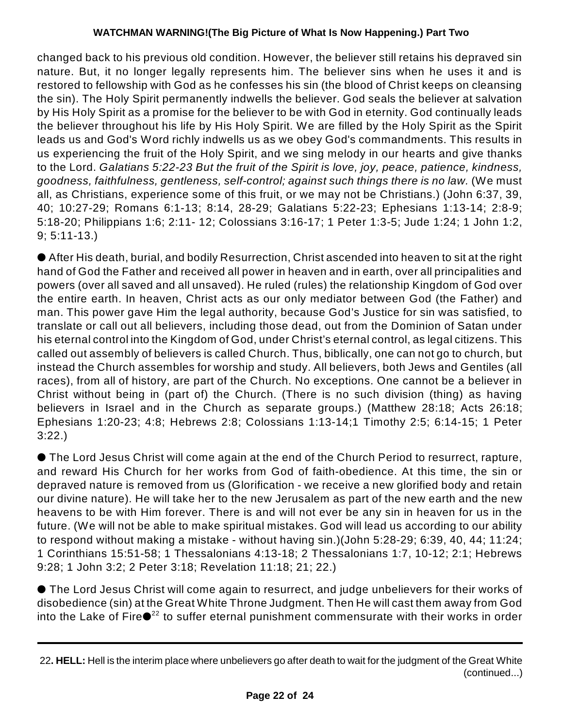changed back to his previous old condition. However, the believer still retains his depraved sin nature. But, it no longer legally represents him. The believer sins when he uses it and is restored to fellowship with God as he confesses his sin (the blood of Christ keeps on cleansing the sin). The Holy Spirit permanently indwells the believer. God seals the believer at salvation by His Holy Spirit as a promise for the believer to be with God in eternity. God continually leads the believer throughout his life by His Holy Spirit. We are filled by the Holy Spirit as the Spirit leads us and God's Word richly indwells us as we obey God's commandments. This results in us experiencing the fruit of the Holy Spirit, and we sing melody in our hearts and give thanks to the Lord. *Galatians 5:22-23 But the fruit of the Spirit is love, joy, peace, patience, kindness, goodness, faithfulness, gentleness, self-control; against such things there is no law.* (We must all, as Christians, experience some of this fruit, or we may not be Christians.) (John 6:37, 39, 40; 10:27-29; Romans 6:1-13; 8:14, 28-29; Galatians 5:22-23; Ephesians 1:13-14; 2:8-9; 5:18-20; Philippians 1:6; 2:11- 12; Colossians 3:16-17; 1 Peter 1:3-5; Jude 1:24; 1 John 1:2, 9; 5:11-13.)

● After His death, burial, and bodily Resurrection, Christ ascended into heaven to sit at the right hand of God the Father and received all power in heaven and in earth, over all principalities and powers (over all saved and all unsaved). He ruled (rules) the relationship Kingdom of God over the entire earth. In heaven, Christ acts as our only mediator between God (the Father) and man. This power gave Him the legal authority, because God's Justice for sin was satisfied, to translate or call out all believers, including those dead, out from the Dominion of Satan under his eternal control into the Kingdom of God, under Christ's eternal control, as legal citizens. This called out assembly of believers is called Church. Thus, biblically, one can not go to church, but instead the Church assembles for worship and study. All believers, both Jews and Gentiles (all races), from all of history, are part of the Church. No exceptions. One cannot be a believer in Christ without being in (part of) the Church. (There is no such division (thing) as having believers in Israel and in the Church as separate groups.) (Matthew 28:18; Acts 26:18; Ephesians 1:20-23; 4:8; Hebrews 2:8; Colossians 1:13-14;1 Timothy 2:5; 6:14-15; 1 Peter 3:22.)

● The Lord Jesus Christ will come again at the end of the Church Period to resurrect, rapture, and reward His Church for her works from God of faith-obedience. At this time, the sin or depraved nature is removed from us (Glorification - we receive a new glorified body and retain our divine nature). He will take her to the new Jerusalem as part of the new earth and the new heavens to be with Him forever. There is and will not ever be any sin in heaven for us in the future. (We will not be able to make spiritual mistakes. God will lead us according to our ability to respond without making a mistake - without having sin.)(John 5:28-29; 6:39, 40, 44; 11:24; 1 Corinthians 15:51-58; 1 Thessalonians 4:13-18; 2 Thessalonians 1:7, 10-12; 2:1; Hebrews 9:28; 1 John 3:2; 2 Peter 3:18; Revelation 11:18; 21; 22.)

● The Lord Jesus Christ will come again to resurrect, and judge unbelievers for their works of disobedience (sin) at the Great White Throne Judgment. Then He will cast them away from God into the Lake of Fire●[22] to suffer eternal punishment commensurate with their works in order

---

22**. HELL:** Hell is the interim place where unbelievers go after death to wait for the judgment of the Great White (continued...)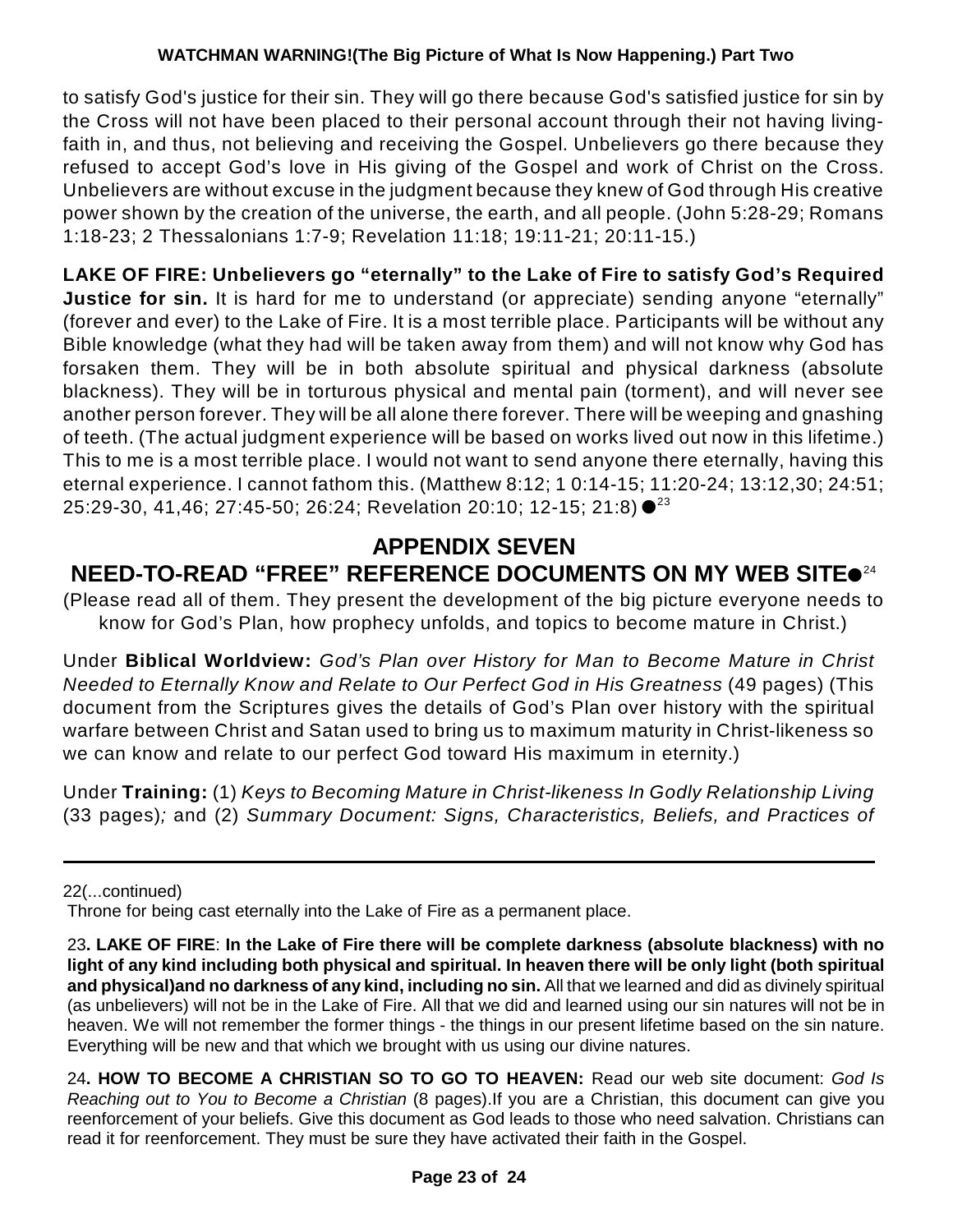to satisfy God's justice for their sin. They will go there because God's satisfied justice for sin by the Cross will not have been placed to their personal account through their not having living-faith in, and thus, not believing and receiving the Gospel. Unbelievers go there because they refused to accept God's love in His giving of the Gospel and work of Christ on the Cross. Unbelievers are without excuse in the judgment because they knew of God through His creative power shown by the creation of the universe, the earth, and all people. (John 5:28-29; Romans 1:18-23; 2 Thessalonians 1:7-9; Revelation 11:18; 19:11-21; 20:11-15.)

**LAKE OF FIRE: Unbelievers go "eternally" to the Lake of Fire to satisfy God's Required Justice for sin.** It is hard for me to understand (or appreciate) sending anyone "eternally" (forever and ever) to the Lake of Fire. It is a most terrible place. Participants will be without any Bible knowledge (what they had will be taken away from them) and will not know why God has forsaken them. They will be in both absolute spiritual and physical darkness (absolute blackness). They will be in torturous physical and mental pain (torment), and will never see another person forever. They will be all alone there forever. There will be weeping and gnashing of teeth. (The actual judgment experience will be based on works lived out now in this lifetime.) This to me is a most terrible place. I would not want to send anyone there eternally, having this eternal experience. I cannot fathom this. (Matthew 8:12; 1 0:14-15; 11:20-24; 13:12,30; 24:51; 25:29-30, 41,46; 27:45-50; 26:24; Revelation 20:10; 12-15; 21:8) ●[23]

## APPENDIX SEVEN

## NEED-TO-READ "FREE" REFERENCE DOCUMENTS ON MY WEB SITE●[24]

(Please read all of them. They present the development of the big picture everyone needs to know for God's Plan, how prophecy unfolds, and topics to become mature in Christ.)

Under **Biblical Worldview:** *God's Plan over History for Man to Become Mature in Christ Needed to Eternally Know and Relate to Our Perfect God in His Greatness* (49 pages) (This document from the Scriptures gives the details of God's Plan over history with the spiritual warfare between Christ and Satan used to bring us to maximum maturity in Christ-likeness so we can know and relate to our perfect God toward His maximum in eternity.)

Under **Training:** (1) *Keys to Becoming Mature in Christ-likeness In Godly Relationship Living* (33 pages)*;* and (2) *Summary Document: Signs, Characteristics, Beliefs, and Practices of*

---

22(...continued)
Throne for being cast eternally into the Lake of Fire as a permanent place.

23**. LAKE OF FIRE**: **In the Lake of Fire there will be complete darkness (absolute blackness) with no light of any kind including both physical and spiritual. In heaven there will be only light (both spiritual and physical)and no darkness of any kind, including no sin.** All that we learned and did as divinely spiritual (as unbelievers) will not be in the Lake of Fire. All that we did and learned using our sin natures will not be in heaven. We will not remember the former things - the things in our present lifetime based on the sin nature. Everything will be new and that which we brought with us using our divine natures.

24**. HOW TO BECOME A CHRISTIAN SO TO GO TO HEAVEN:** Read our web site document: *God Is Reaching out to You to Become a Christian* (8 pages).If you are a Christian, this document can give you reenforcement of your beliefs. Give this document as God leads to those who need salvation. Christians can read it for reenforcement. They must be sure they have activated their faith in the Gospel.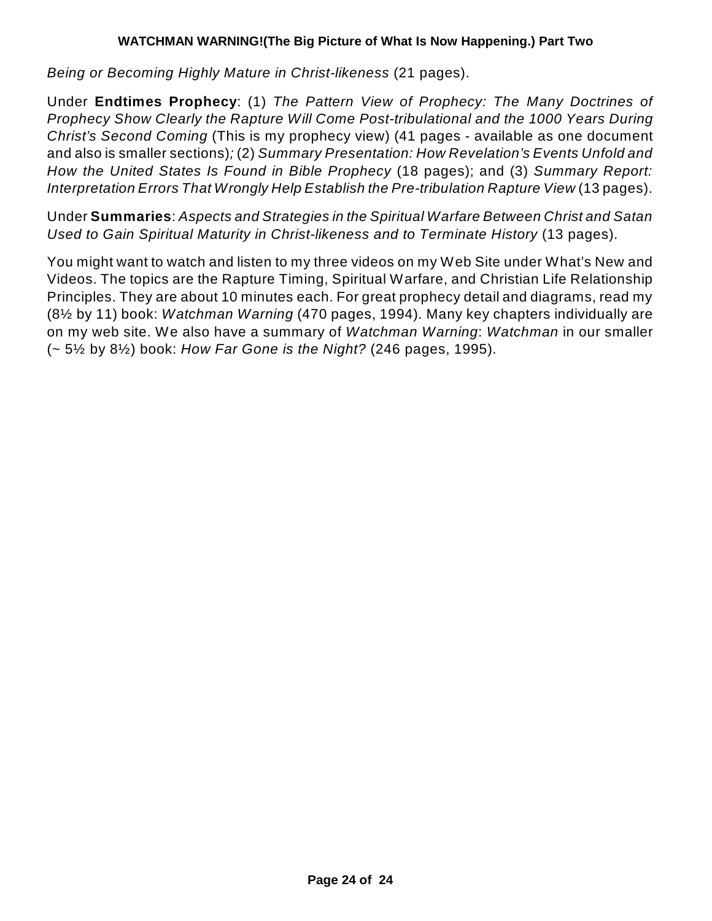*Being or Becoming Highly Mature in Christ-likeness* (21 pages).

Under **Endtimes Prophecy**: (1) *The Pattern View of Prophecy: The Many Doctrines of Prophecy Show Clearly the Rapture Will Come Post-tribulational and the 1000 Years During Christ's Second Coming* (This is my prophecy view) (41 pages - available as one document and also is smaller sections)*;* (2) *Summary Presentation: How Revelation's Events Unfold and How the United States Is Found in Bible Prophecy* (18 pages); and (3) *Summary Report: Interpretation Errors That Wrongly Help Establish the Pre-tribulation Rapture View* (13 pages).

Under **Summaries**: *Aspects and Strategies in the Spiritual Warfare Between Christ and Satan Used to Gain Spiritual Maturity in Christ-likeness and to Terminate History* (13 pages).

You might want to watch and listen to my three videos on my Web Site under What's New and Videos. The topics are the Rapture Timing, Spiritual Warfare, and Christian Life Relationship Principles. They are about 10 minutes each. For great prophecy detail and diagrams, read my (8½ by 11) book: *Watchman Warning* (470 pages, 1994). Many key chapters individually are on my web site. We also have a summary of *Watchman Warning*: *Watchman* in our smaller (~ 5½ by 8½) book: *How Far Gone is the Night?* (246 pages, 1995).